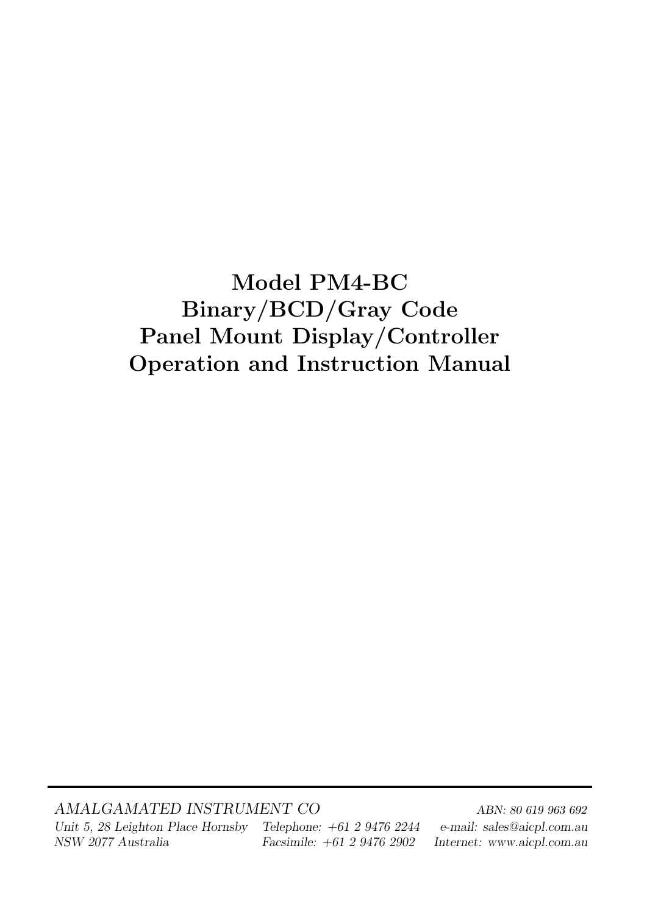# Model PM4-BC
# Binary/BCD/Gray Code
# Panel Mount Display/Controller
# Operation and Instruction Manual

---

*AMALGAMATED INSTRUMENT CO* *ABN: 80 619 963 692*

*Unit 5, 28 Leighton Place Hornsby* *Telephone: +61 2 9476 2244* *e-mail: sales@aicpl.com.au*

*NSW 2077 Australia* *Facsimile: +61 2 9476 2902* *Internet: www.aicpl.com.au*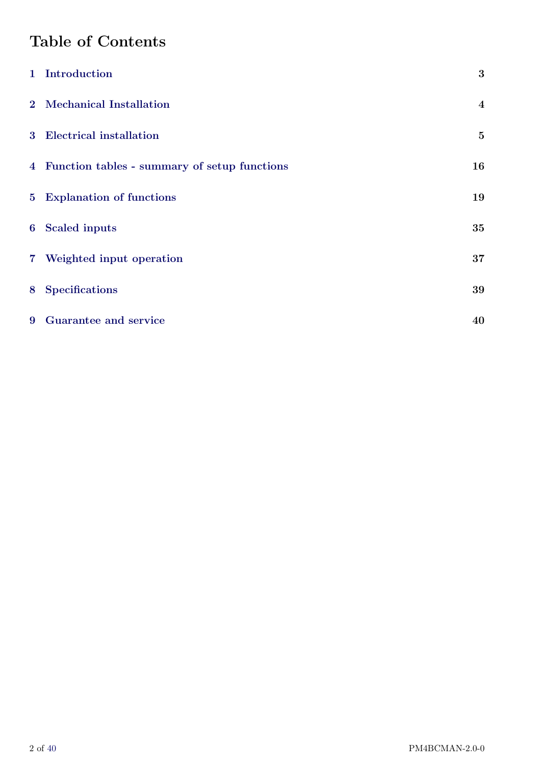# Table of Contents

| | | |
|---|---|---|
| 1 | Introduction | 3 |
| 2 | Mechanical Installation | 4 |
| 3 | Electrical installation | 5 |
| 4 | Function tables - summary of setup functions | 16 |
| 5 | Explanation of functions | 19 |
| 6 | Scaled inputs | 35 |
| 7 | Weighted input operation | 37 |
| 8 | Specifications | 39 |
| 9 | Guarantee and service | 40 |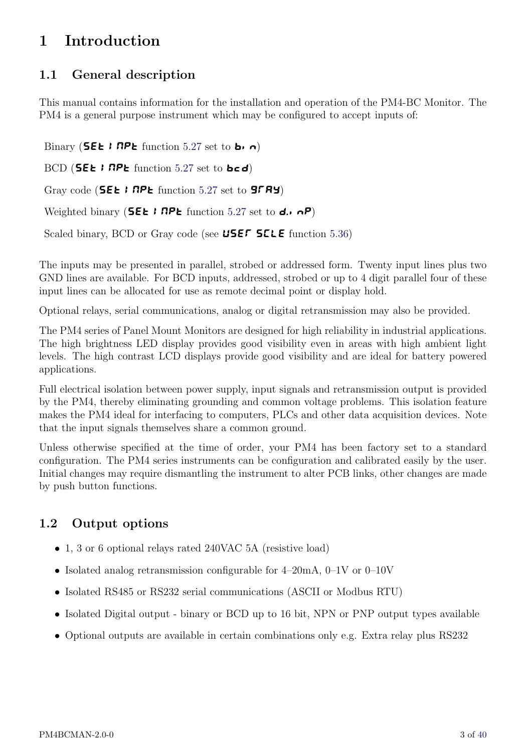# 1 Introduction

## 1.1 General description

This manual contains information for the installation and operation of the PM4-BC Monitor. The PM4 is a general purpose instrument which may be configured to accept inputs of:

Binary (**SEt INPt** function 5.27 set to **bin**)

BCD (**SEt INPt** function 5.27 set to **bcd**)

Gray code (**SEt INPt** function 5.27 set to **GrAY**)

Weighted binary (**SEt INPt** function 5.27 set to **d.inP**)

Scaled binary, BCD or Gray code (see **USEr SCLE** function 5.36)

The inputs may be presented in parallel, strobed or addressed form. Twenty input lines plus two GND lines are available. For BCD inputs, addressed, strobed or up to 4 digit parallel four of these input lines can be allocated for use as remote decimal point or display hold.

Optional relays, serial communications, analog or digital retransmission may also be provided.

The PM4 series of Panel Mount Monitors are designed for high reliability in industrial applications. The high brightness LED display provides good visibility even in areas with high ambient light levels. The high contrast LCD displays provide good visibility and are ideal for battery powered applications.

Full electrical isolation between power supply, input signals and retransmission output is provided by the PM4, thereby eliminating grounding and common voltage problems. This isolation feature makes the PM4 ideal for interfacing to computers, PLCs and other data acquisition devices. Note that the input signals themselves share a common ground.

Unless otherwise specified at the time of order, your PM4 has been factory set to a standard configuration. The PM4 series instruments can be configuration and calibrated easily by the user. Initial changes may require dismantling the instrument to alter PCB links, other changes are made by push button functions.

## 1.2 Output options

- 1, 3 or 6 optional relays rated 240VAC 5A (resistive load)
- Isolated analog retransmission configurable for 4–20mA, 0–1V or 0–10V
- Isolated RS485 or RS232 serial communications (ASCII or Modbus RTU)
- Isolated Digital output - binary or BCD up to 16 bit, NPN or PNP output types available
- Optional outputs are available in certain combinations only e.g. Extra relay plus RS232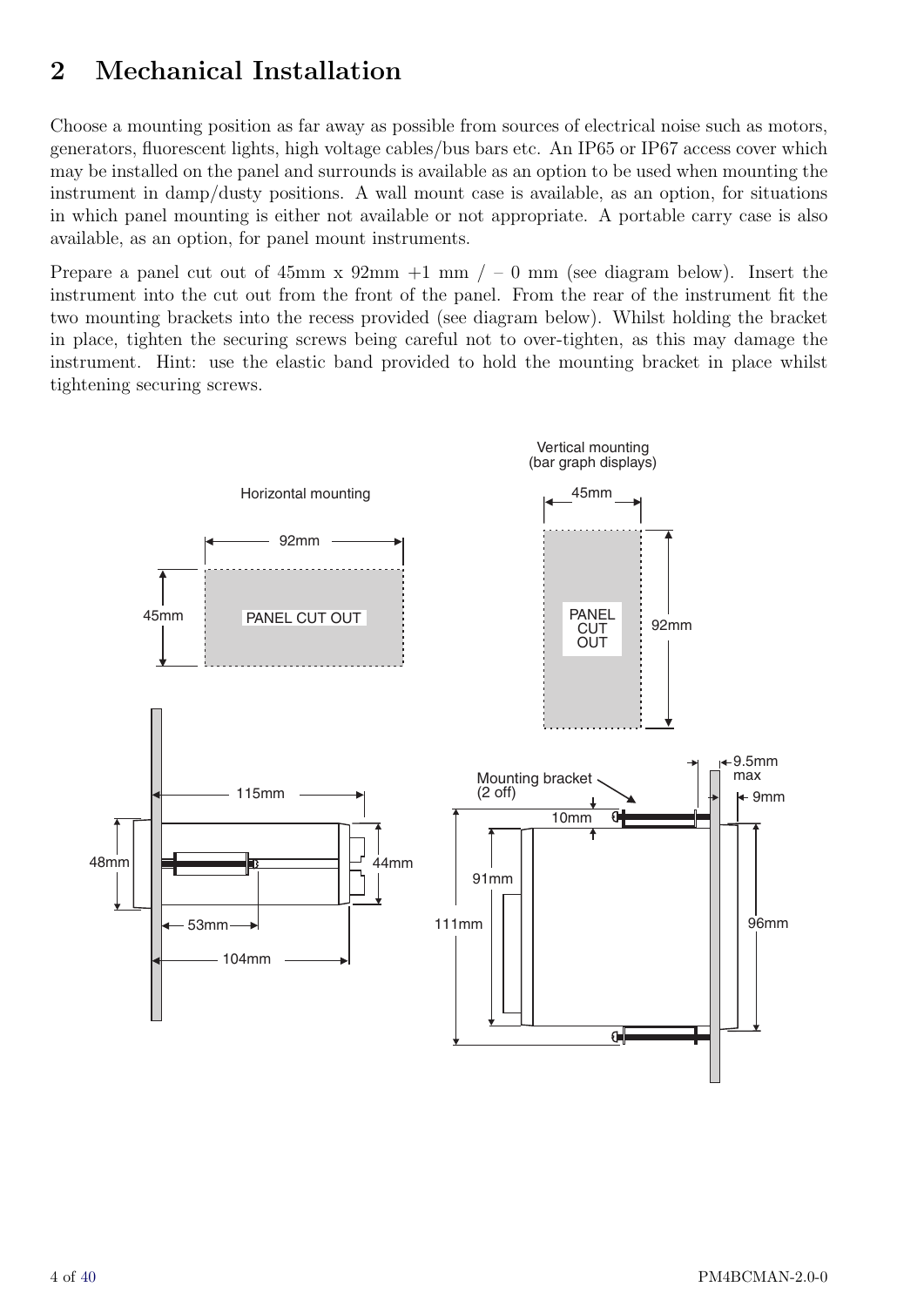# 2 Mechanical Installation

Choose a mounting position as far away as possible from sources of electrical noise such as motors, generators, fluorescent lights, high voltage cables/bus bars etc. An IP65 or IP67 access cover which may be installed on the panel and surrounds is available as an option to be used when mounting the instrument in damp/dusty positions. A wall mount case is available, as an option, for situations in which panel mounting is either not available or not appropriate. A portable carry case is also available, as an option, for panel mount instruments.

Prepare a panel cut out of 45mm x 92mm +1 mm / – 0 mm (see diagram below). Insert the instrument into the cut out from the front of the panel. From the rear of the instrument fit the two mounting brackets into the recess provided (see diagram below). Whilst holding the bracket in place, tighten the securing screws being careful not to over-tighten, as this may damage the instrument. Hint: use the elastic band provided to hold the mounting bracket in place whilst tightening securing screws.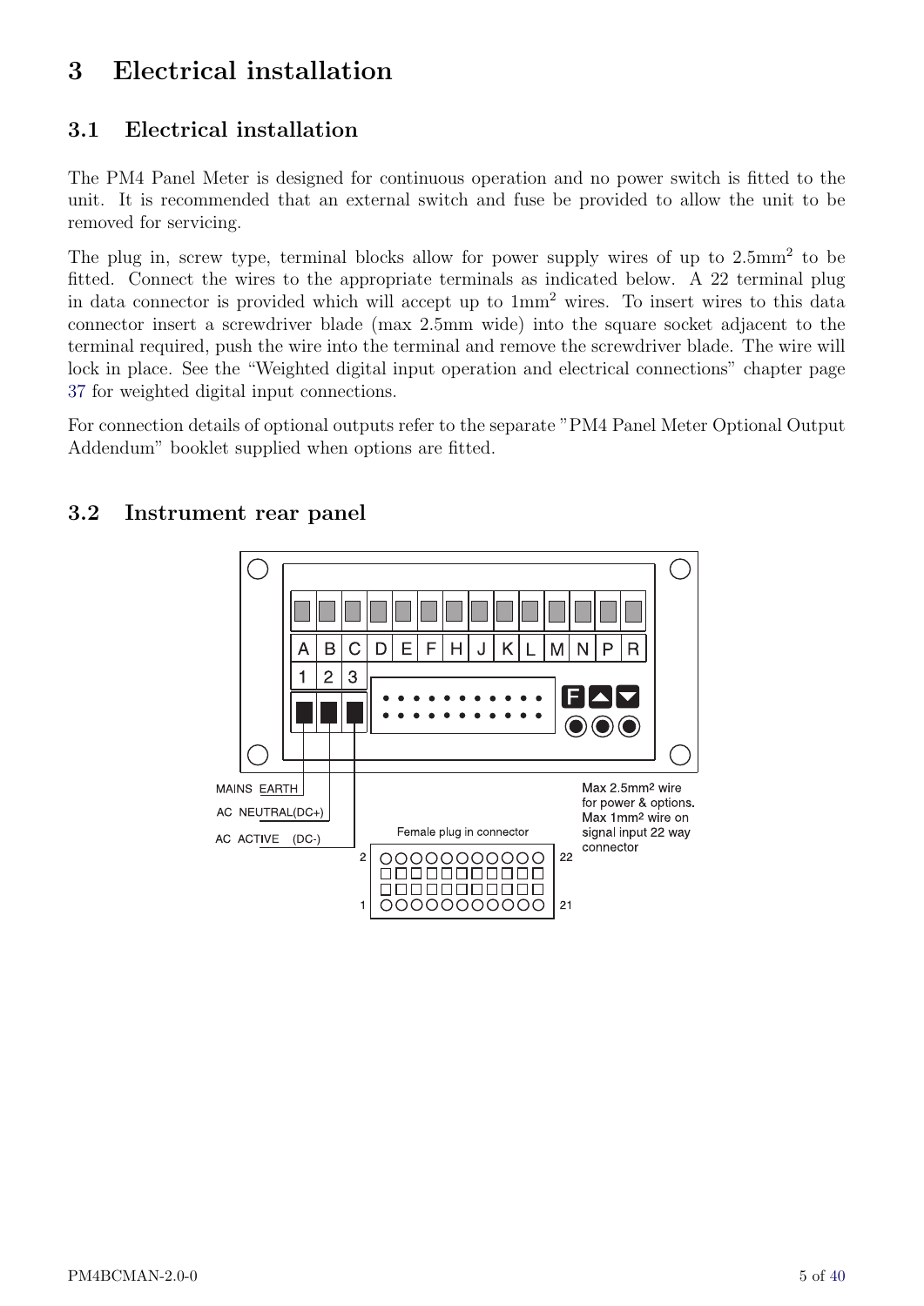# 3 Electrical installation

## 3.1 Electrical installation

The PM4 Panel Meter is designed for continuous operation and no power switch is fitted to the unit. It is recommended that an external switch and fuse be provided to allow the unit to be removed for servicing.

The plug in, screw type, terminal blocks allow for power supply wires of up to 2.5mm$^2$ to be fitted. Connect the wires to the appropriate terminals as indicated below. A 22 terminal plug in data connector is provided which will accept up to 1mm$^2$ wires. To insert wires to this data connector insert a screwdriver blade (max 2.5mm wide) into the square socket adjacent to the terminal required, push the wire into the terminal and remove the screwdriver blade. The wire will lock in place. See the "Weighted digital input operation and electrical connections" chapter page 37 for weighted digital input connections.

For connection details of optional outputs refer to the separate "PM4 Panel Meter Optional Output Addendum" booklet supplied when options are fitted.

## 3.2 Instrument rear panel

A B C D E F H J K L M N P R

1 2 3

MAINS EARTH

AC NEUTRAL(DC+)

AC ACTIVE (DC-)

Female plug in connector

2 22

1 21

Max 2.5mm2 wire for power & options. Max 1mm2 wire on signal input 22 way connector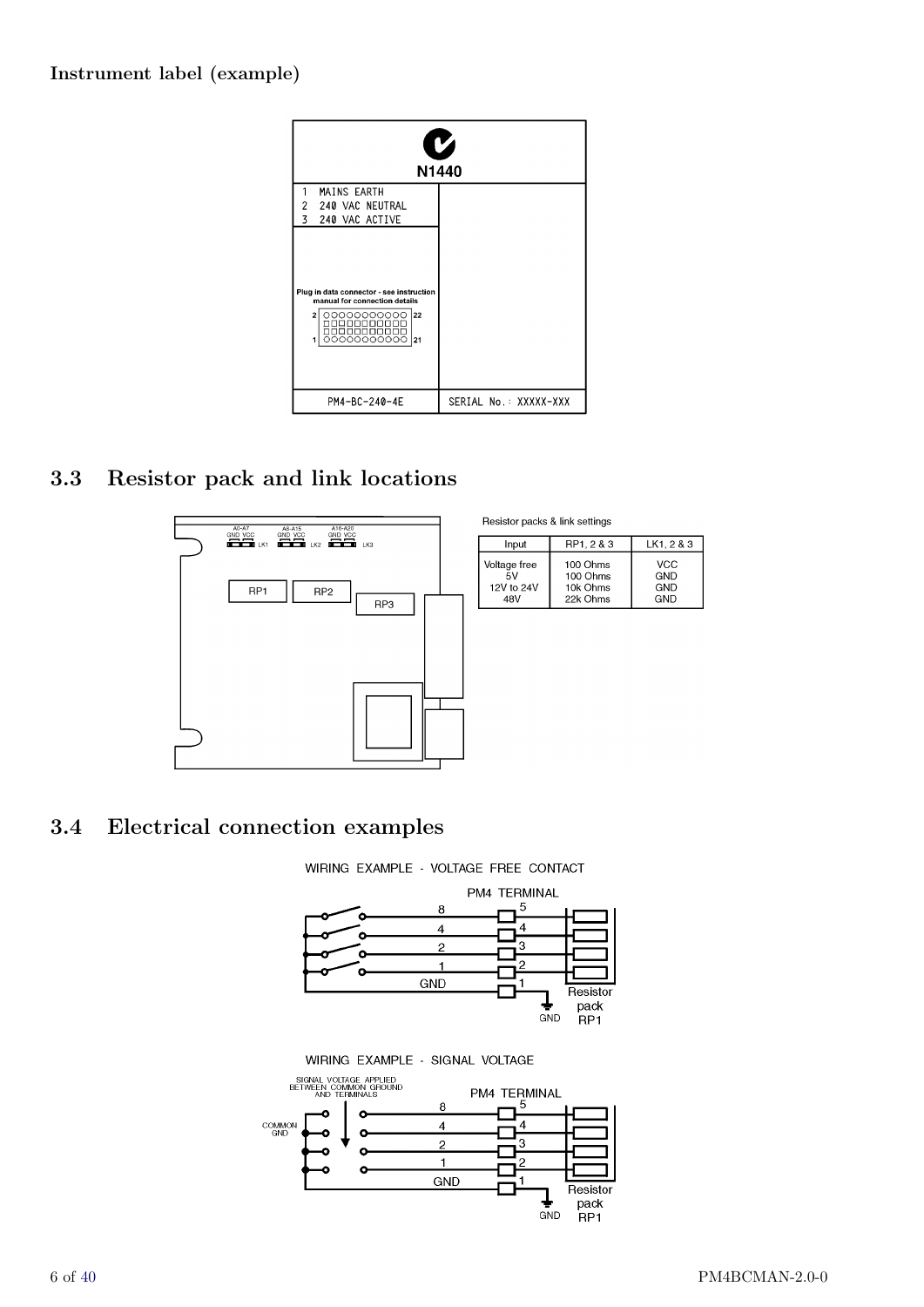**Instrument label (example)**

## 3.3 Resistor pack and link locations

Resistor packs & link settings

| Input | RP1, 2 & 3 | LK1, 2 & 3 |
|---|---|---|
| Voltage free | 100 Ohms | VCC |
| 5V | 100 Ohms | GND |
| 12V to 24V | 10k Ohms | GND |
| 48V | 22k Ohms | GND |

## 3.4 Electrical connection examples

WIRING EXAMPLE - VOLTAGE FREE CONTACT

WIRING EXAMPLE - SIGNAL VOLTAGE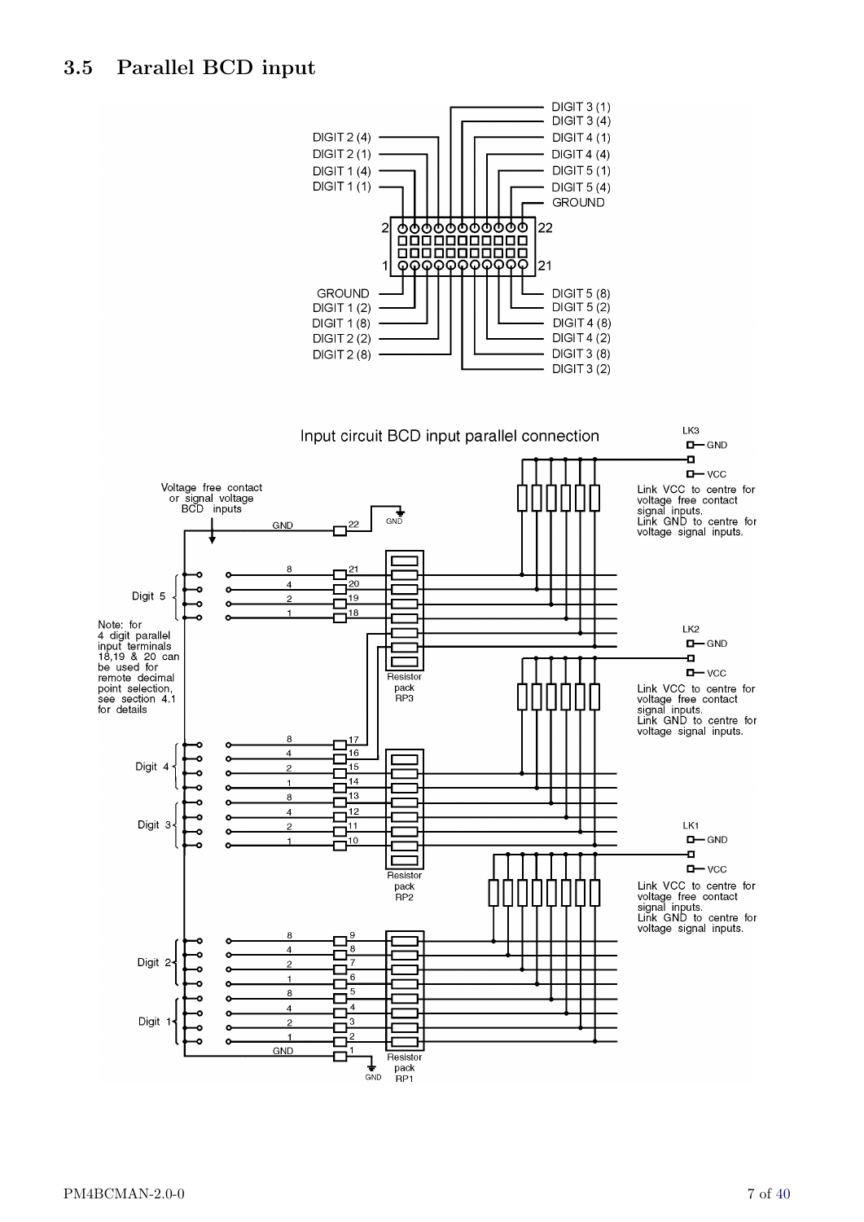## 3.5 Parallel BCD input

DIGIT 3 (1)
DIGIT 3 (4)
DIGIT 2 (4)
DIGIT 4 (1)
DIGIT 2 (1)
DIGIT 4 (4)
DIGIT 1 (4)
DIGIT 5 (1)
DIGIT 1 (1)
DIGIT 5 (4)
GROUND

2 22

1 21

GROUND
DIGIT 5 (8)
DIGIT 1 (2)
DIGIT 5 (2)
DIGIT 1 (8)
DIGIT 4 (8)
DIGIT 2 (2)
DIGIT 4 (2)
DIGIT 2 (8)
DIGIT 3 (8)
DIGIT 3 (2)

Input circuit BCD input parallel connection

Voltage free contact or signal voltage BCD inputs

LK3 GND VCC

Link VCC to centre for voltage free contact signal inputs.
Link GND to centre for voltage signal inputs.

LK2 GND VCC

Link VCC to centre for voltage free contact signal inputs.
Link GND to centre for voltage signal inputs.

LK1 GND VCC

Link VCC to centre for voltage free contact signal inputs.
Link GND to centre for voltage signal inputs.

Note: for 4 digit parallel input terminals 18,19 & 20 can be used for remote decimal point selection, see section 4.1 for details

Digit 5: 8 (21), 4 (20), 2 (19), 1 (18)
Digit 4: 8 (17), 4 (16), 2 (15), 1 (14)
Digit 3: 8 (13), 4 (12), 2 (11), 1 (10)
Digit 2: 8 (9), 4 (8), 2 (7), 1 (6)
Digit 1: 8 (5), 4 (4), 2 (3), 1 (2)
GND (1), GND (22)

Resistor pack RP3
Resistor pack RP2
Resistor pack RP1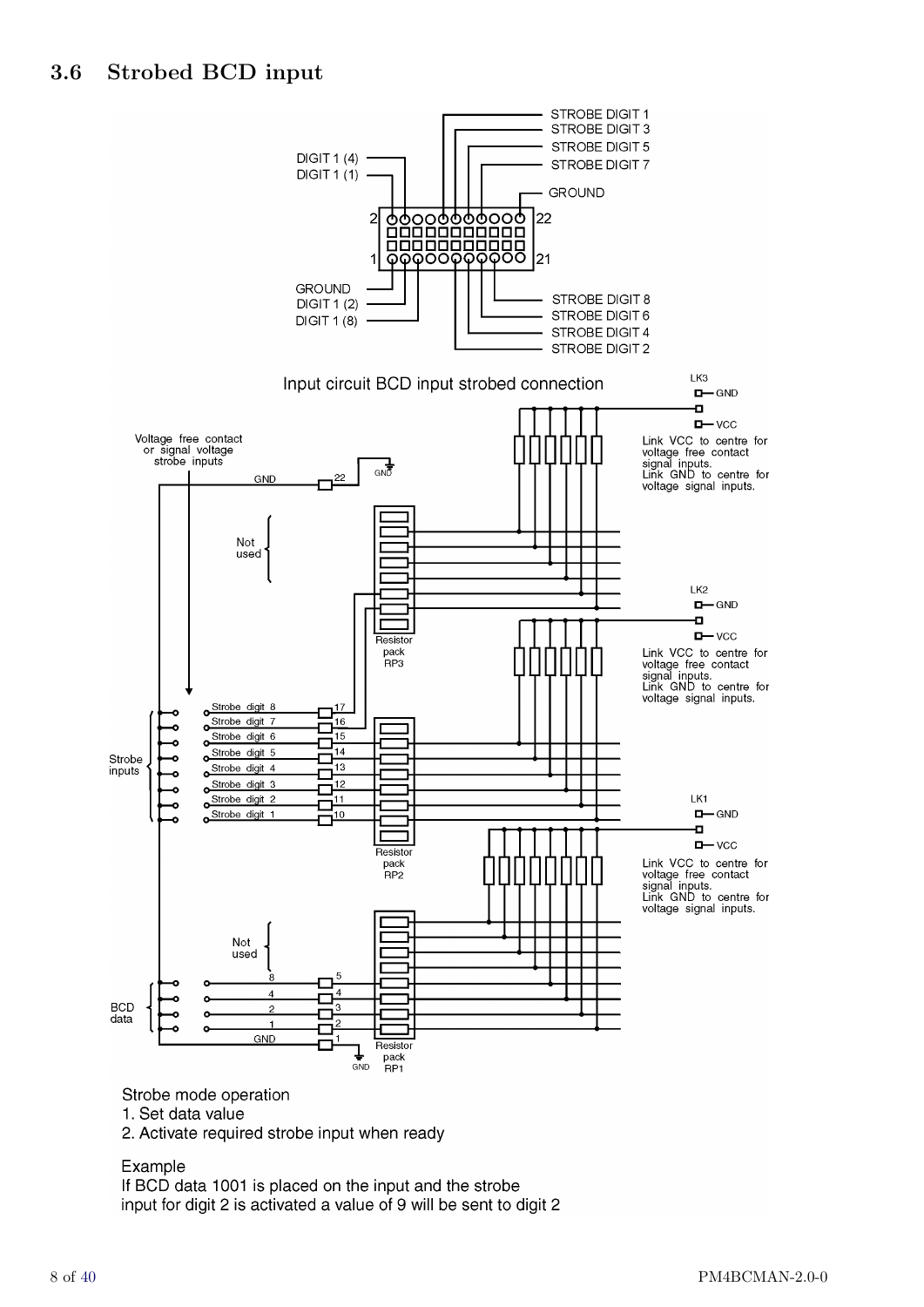## 3.6 Strobed BCD input

STROBE DIGIT 1
STROBE DIGIT 3
STROBE DIGIT 5
STROBE DIGIT 7
DIGIT 1 (4)
DIGIT 1 (1)
GROUND
2
22
1
21
GROUND
DIGIT 1 (2)
DIGIT 1 (8)
STROBE DIGIT 8
STROBE DIGIT 6
STROBE DIGIT 4
STROBE DIGIT 2

Input circuit BCD input strobed connection

LK3 GND VCC
Link VCC to centre for voltage free contact signal inputs.
Link GND to centre for voltage signal inputs.

Voltage free contact or signal voltage strobe inputs

GND 22 GND

Not used

Resistor pack RP3

LK2 GND VCC
Link VCC to centre for voltage free contact signal inputs.
Link GND to centre for voltage signal inputs.

Strobe inputs
Strobe digit 8 17
Strobe digit 7 16
Strobe digit 6 15
Strobe digit 5 14
Strobe digit 4 13
Strobe digit 3 12
Strobe digit 2 11
Strobe digit 1 10

Resistor pack RP2

LK1 GND VCC
Link VCC to centre for voltage free contact signal inputs.
Link GND to centre for voltage signal inputs.

Not used

BCD data
8 5
4 4
2 3
1 2
GND 1 GND

Resistor pack RP1

Strobe mode operation
1. Set data value
2. Activate required strobe input when ready

Example
If BCD data 1001 is placed on the input and the strobe input for digit 2 is activated a value of 9 will be sent to digit 2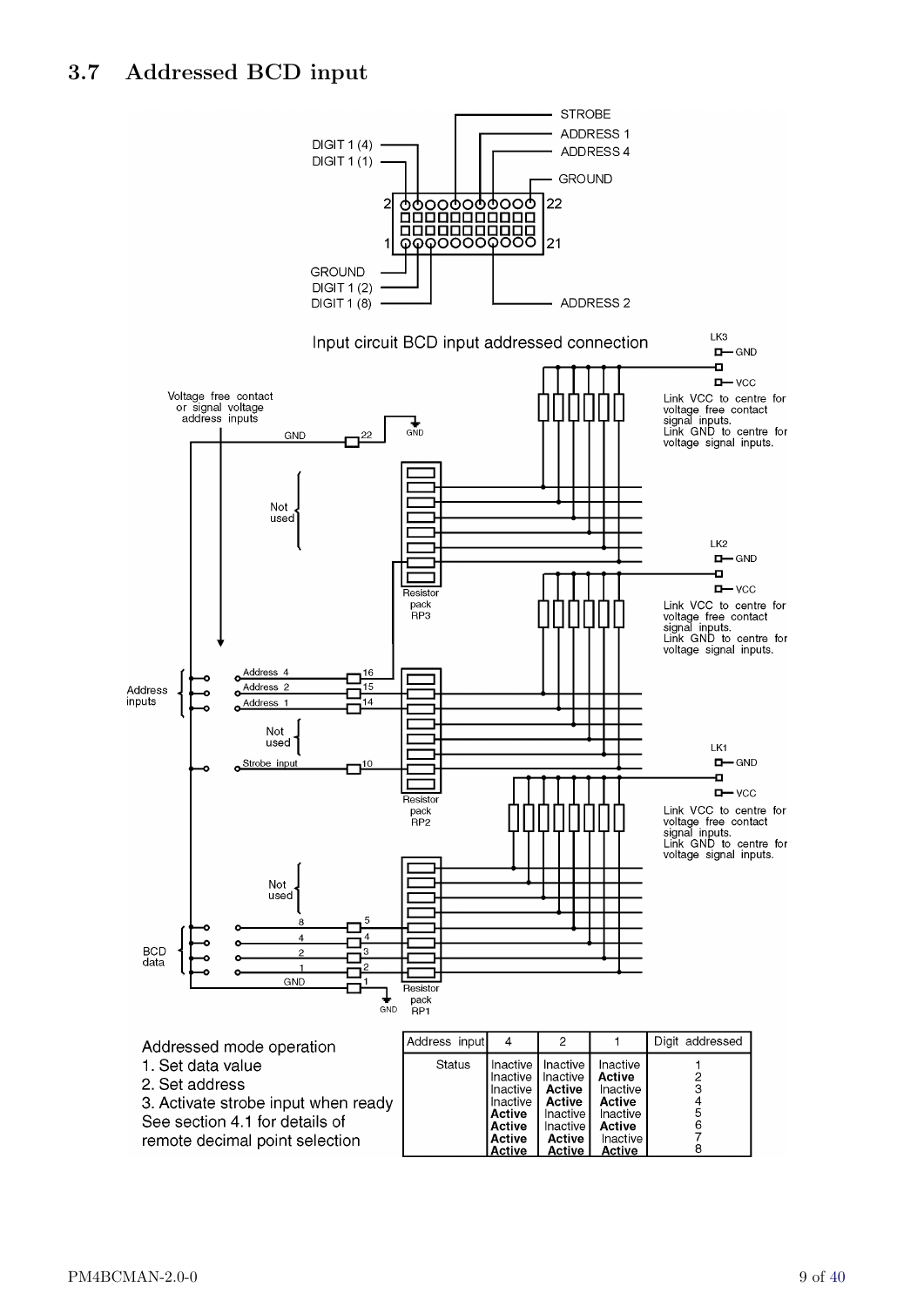## 3.7 Addressed BCD input

Input circuit BCD input addressed connection

Addressed mode operation

1. Set data value
2. Set address
3. Activate strobe input when ready

See section 4.1 for details of remote decimal point selection

| Address input | 4 | 2 | 1 | Digit addressed |
|---|---|---|---|---|
| Status | Inactive | Inactive | Inactive | 1 |
| | Inactive | Inactive | **Active** | 2 |
| | Inactive | **Active** | Inactive | 3 |
| | Inactive | **Active** | **Active** | 4 |
| | **Active** | Inactive | Inactive | 5 |
| | **Active** | Inactive | **Active** | 6 |
| | **Active** | **Active** | Inactive | 7 |
| | **Active** | **Active** | **Active** | 8 |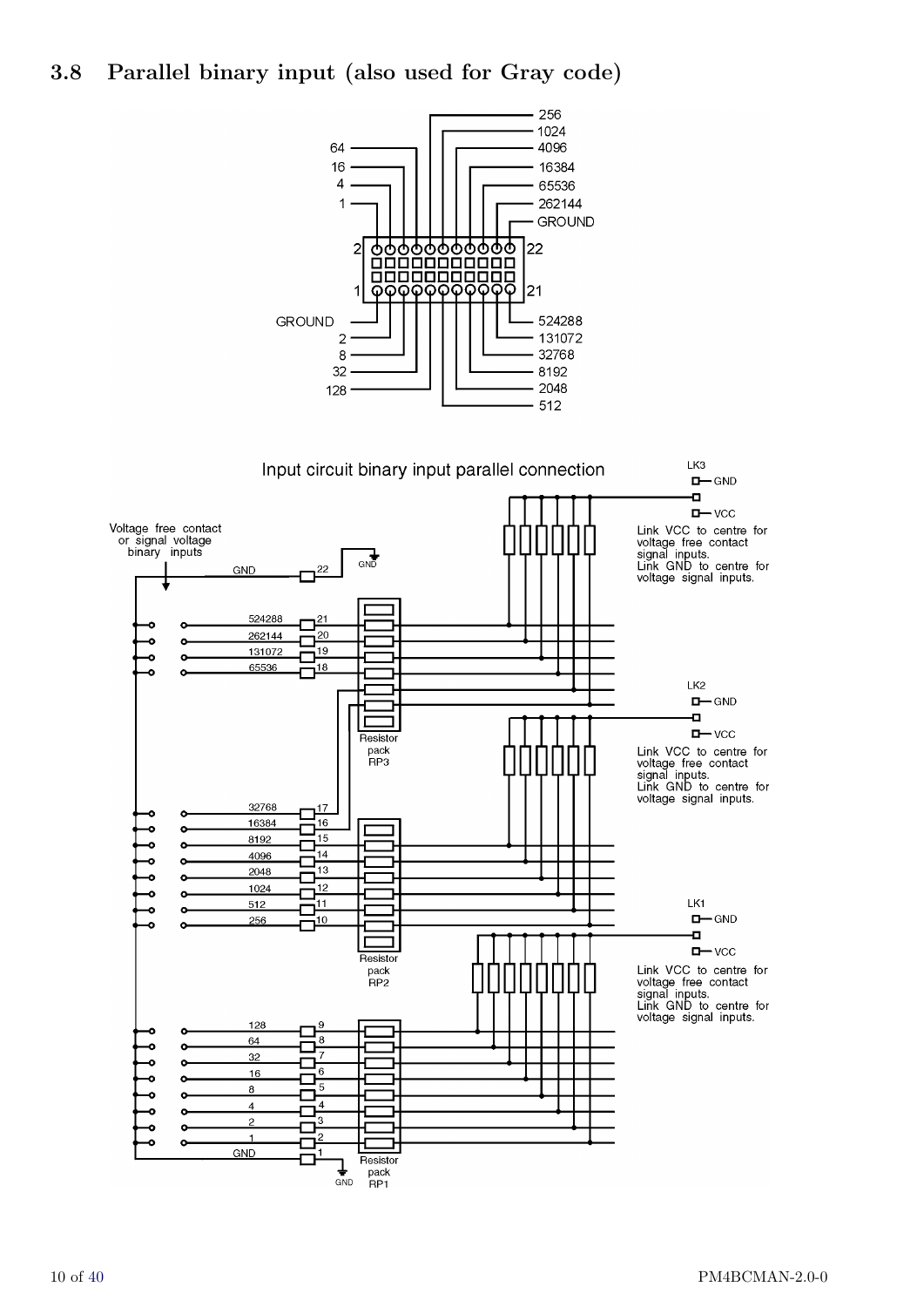## 3.8 Parallel binary input (also used for Gray code)

| Pin | Signal | Pin | Signal |
|---|---|---|---|
| 1 | GROUND | 2 | 1 |
| 3 | 2 | 4 | 4 |
| 5 | 8 | 6 | 16 |
| 7 | 32 | 8 | 64 |
| 9 | 128 | 10 | 256 |
| 11 | 512 | 12 | 1024 |
| 13 | 2048 | 14 | 4096 |
| 15 | 8192 | 16 | 16384 |
| 17 | 32768 | 18 | 65536 |
| 19 | 131072 | 20 | 262144 |
| 21 | 524288 | 22 | GROUND |

Input circuit binary input parallel connection

Voltage free contact or signal voltage binary inputs

LK3 / LK2 / LK1: Link VCC to centre for voltage free contact signal inputs. Link GND to centre for voltage signal inputs.

Resistor pack RP1 (inputs 1–128, pins 2–9), Resistor pack RP2 (inputs 256–32768, pins 10–17), Resistor pack RP3 (inputs 65536–524288, pins 18–21). Pins 1 and 22: GND.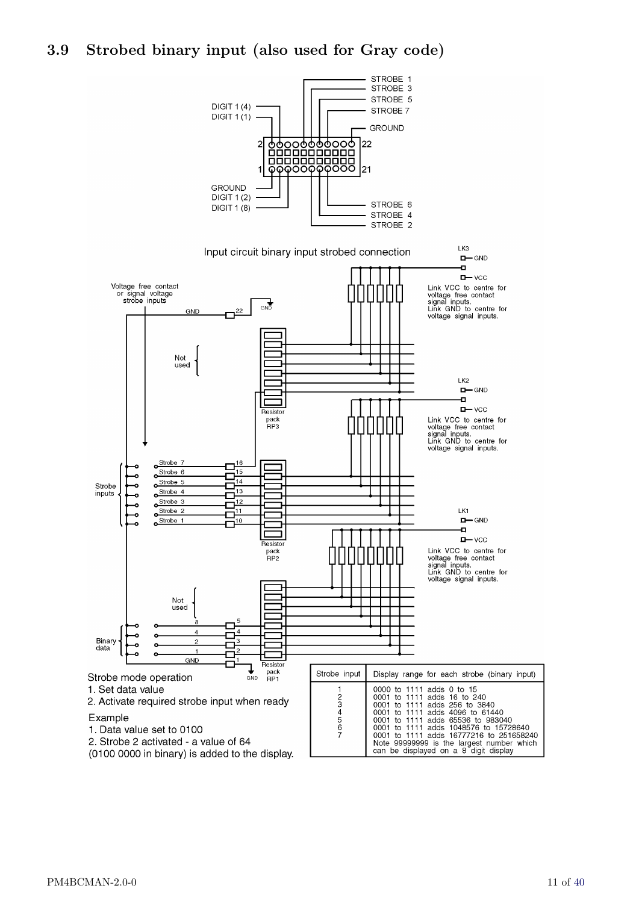## 3.9 Strobed binary input (also used for Gray code)

STROBE 1
STROBE 3
STROBE 5
STROBE 7
GROUND
DIGIT 1 (4)
DIGIT 1 (1)
2
22
1
21
GROUND
DIGIT 1 (2)
DIGIT 1 (8)
STROBE 6
STROBE 4
STROBE 2

Input circuit binary input strobed connection

LK3 — GND, VCC: Link VCC to centre for voltage free contact signal inputs. Link GND to centre for voltage signal inputs.

LK2 — GND, VCC: Link VCC to centre for voltage free contact signal inputs. Link GND to centre for voltage signal inputs.

LK1 — GND, VCC: Link VCC to centre for voltage free contact signal inputs. Link GND to centre for voltage signal inputs.

Voltage free contact or signal voltage strobe inputs

GND 22 GND

Not used

Resistor pack RP3

Strobe inputs: Strobe 7 (16), Strobe 6 (15), Strobe 5 (14), Strobe 4 (13), Strobe 3 (12), Strobe 2 (11), Strobe 1 (10)

Resistor pack RP2

Not used

Binary data: 8 (5), 4 (4), 2 (3), 1 (2), GND (1)

Resistor pack RP1

Strobe mode operation

1. Set data value
2. Activate required strobe input when ready

Example

1. Data value set to 0100
2. Strobe 2 activated - a value of 64 (0100 0000 in binary) is added to the display.

| Strobe input | Display range for each strobe (binary input) |
|---|---|
| 1 | 0000 to 1111 adds 0 to 15 |
| 2 | 0001 to 1111 adds 16 to 240 |
| 3 | 0001 to 1111 adds 256 to 3840 |
| 4 | 0001 to 1111 adds 4096 to 61440 |
| 5 | 0001 to 1111 adds 65536 to 983040 |
| 6 | 0001 to 1111 adds 1048576 to 15728640 |
| 7 | 0001 to 1111 adds 16777216 to 251658240 |
| | Note 99999999 is the largest number which can be displayed on a 8 digit display |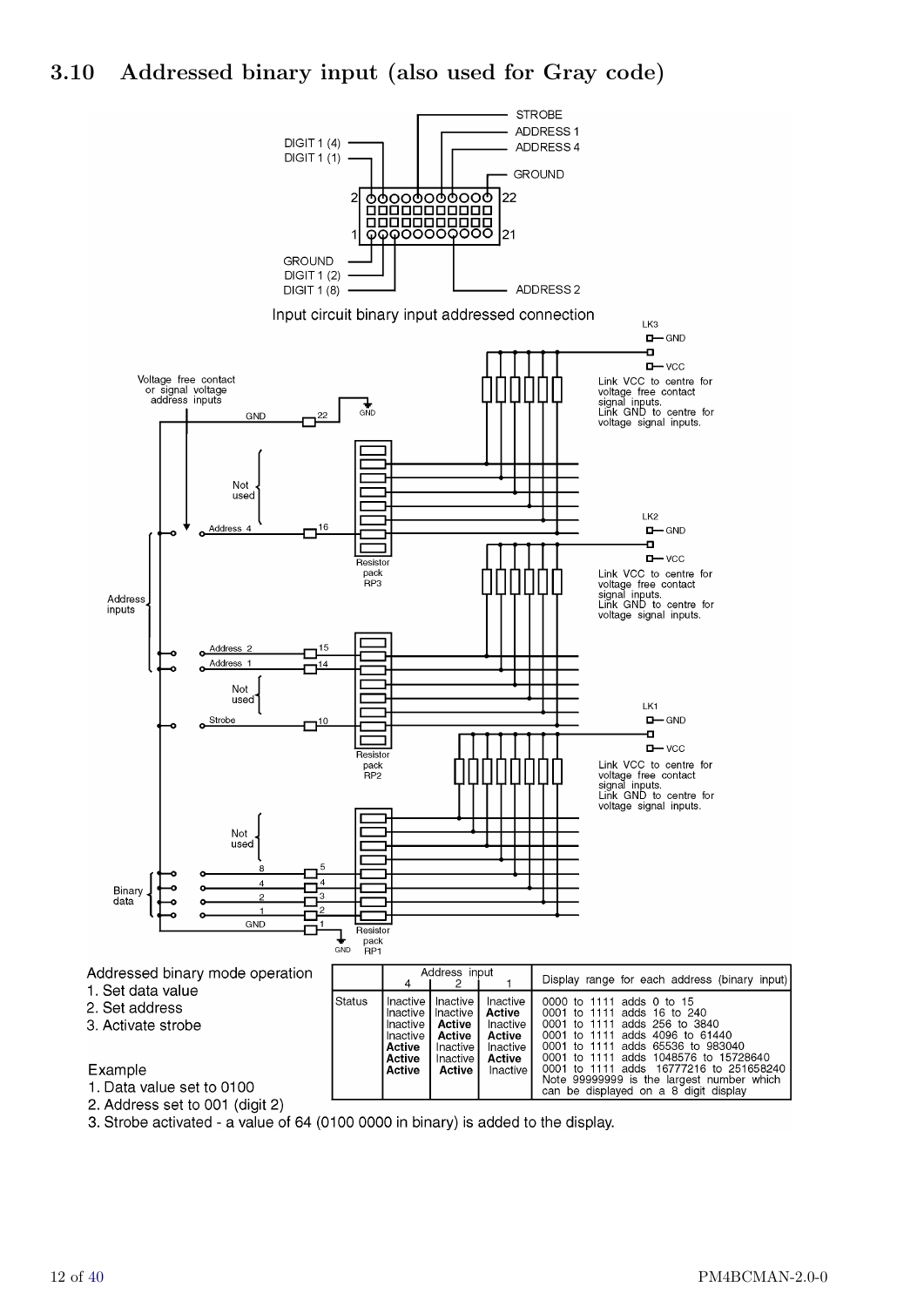## 3.10 Addressed binary input (also used for Gray code)

Input circuit binary input addressed connection

Addressed binary mode operation

1. Set data value
2. Set address
3. Activate strobe

Example

1. Data value set to 0100
2. Address set to 001 (digit 2)
3. Strobe activated - a value of 64 (0100 0000 in binary) is added to the display.

| | Address input 4 | 2 | 1 | Display range for each address (binary input) |
|---|---|---|---|---|
| Status | Inactive | Inactive | Inactive | 0000 to 1111 adds 0 to 15 |
| | Inactive | Inactive | **Active** | 0001 to 1111 adds 16 to 240 |
| | Inactive | **Active** | Inactive | 0001 to 1111 adds 256 to 3840 |
| | Inactive | **Active** | **Active** | 0001 to 1111 adds 4096 to 61440 |
| | **Active** | Inactive | Inactive | 0001 to 1111 adds 65536 to 983040 |
| | **Active** | Inactive | **Active** | 0001 to 1111 adds 1048576 to 15728640 |
| | **Active** | **Active** | Inactive | 0001 to 1111 adds 16777216 to 251658240<br>Note 99999999 is the largest number which can be displayed on a 8 digit display |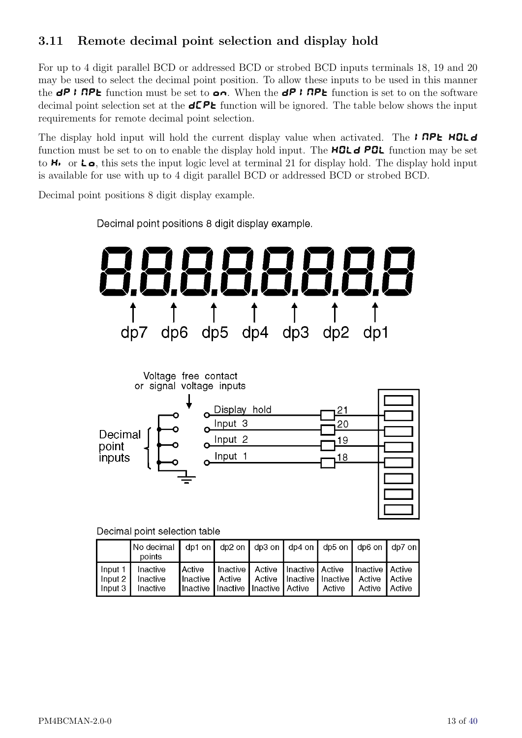### 3.11 Remote decimal point selection and display hold

For up to 4 digit parallel BCD or addressed BCD or strobed BCD inputs terminals 18, 19 and 20 may be used to select the decimal point position. To allow these inputs to be used in this manner the **dP I NPt** function must be set to **on**. When the **dP I NPt** function is set to on the software decimal point selection set at the **dCPt** function will be ignored. The table below shows the input requirements for remote decimal point selection.

The display hold input will hold the current display value when activated. The **I NPt HOLd** function must be set to on to enable the display hold input. The **HOLd POL** function may be set to **Hi** or **Lo**, this sets the input logic level at terminal 21 for display hold. The display hold input is available for use with up to 4 digit parallel BCD or addressed BCD or strobed BCD.

Decimal point positions 8 digit display example.

Decimal point positions 8 digit display example.

8.8.8.8.8.8.8.8

dp7 dp6 dp5 dp4 dp3 dp2 dp1

Voltage free contact or signal voltage inputs

Decimal point inputs

Display hold — 21
Input 3 — 20
Input 2 — 19
Input 1 — 18

Decimal point selection table

| | No decimal points | dp1 on | dp2 on | dp3 on | dp4 on | dp5 on | dp6 on | dp7 on |
|---|---|---|---|---|---|---|---|---|
| Input 1 | Inactive | Active | Inactive | Active | Inactive | Active | Inactive | Active |
| Input 2 | Inactive | Inactive | Active | Active | Inactive | Inactive | Active | Active |
| Input 3 | Inactive | Inactive | Inactive | Inactive | Active | Active | Active | Active |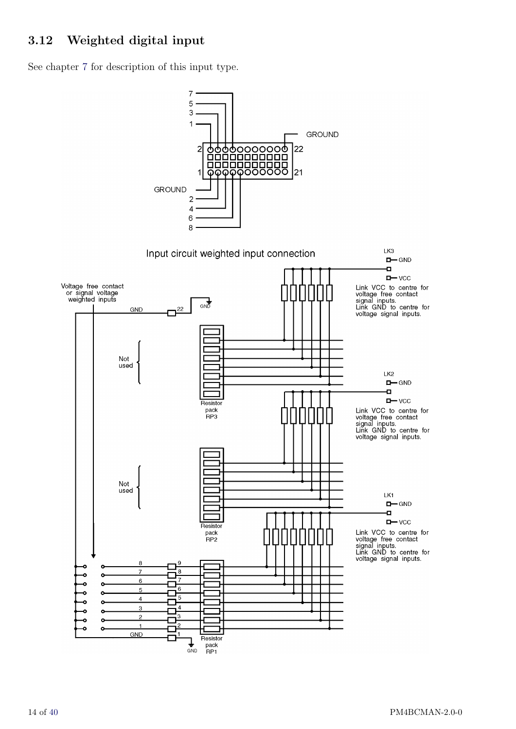## 3.12 Weighted digital input

See chapter 7 for description of this input type.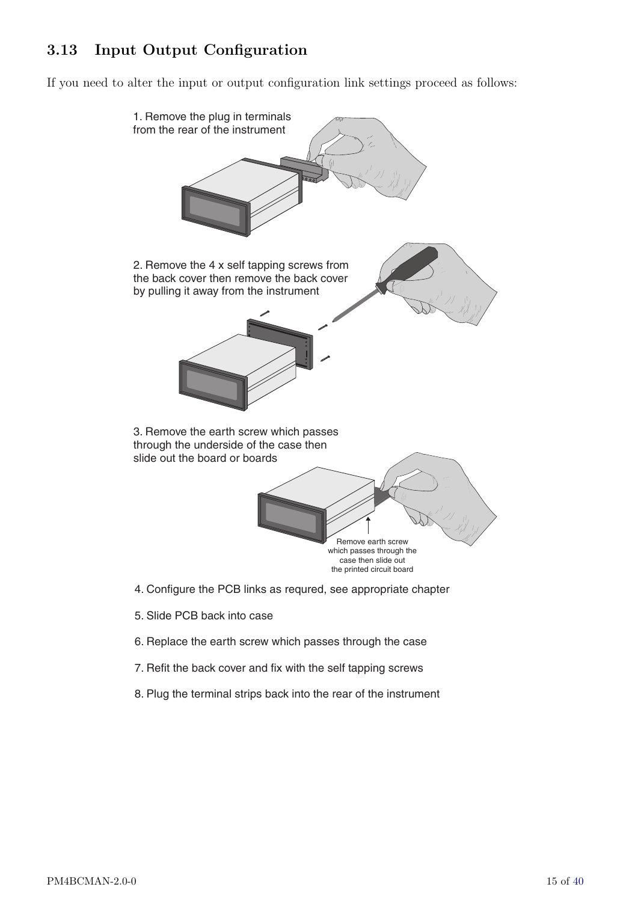## 3.13 Input Output Configuration

If you need to alter the input or output configuration link settings proceed as follows:

1. Remove the plug in terminals from the rear of the instrument

2. Remove the 4 x self tapping screws from the back cover then remove the back cover by pulling it away from the instrument

3. Remove the earth screw which passes through the underside of the case then slide out the board or boards

Remove earth screw which passes through the case then slide out the printed circuit board

4. Configure the PCB links as requred, see appropriate chapter

5. Slide PCB back into case

6. Replace the earth screw which passes through the case

7. Refit the back cover and fix with the self tapping screws

8. Plug the terminal strips back into the rear of the instrument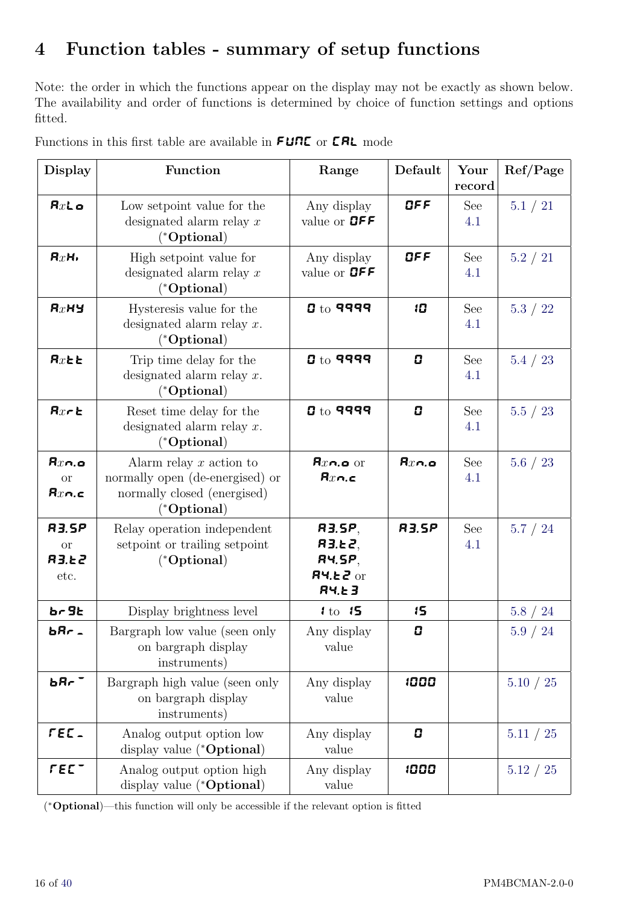# 4 Function tables - summary of setup functions

Note: the order in which the functions appear on the display may not be exactly as shown below. The availability and order of functions is determined by choice of function settings and options fitted.

Functions in this first table are available in **FUNC** or **CAL** mode

| Display | Function | Range | Default | Your record | Ref/Page |
|---|---|---|---|---|---|
| **A**$x$**Lo** | Low setpoint value for the designated alarm relay $x$ (*Optional) | Any display value or **OFF** | **OFF** | See 4.1 | 5.1 / 21 |
| **A**$x$**Hi** | High setpoint value for designated alarm relay $x$ (*Optional) | Any display value or **OFF** | **OFF** | See 4.1 | 5.2 / 21 |
| **A**$x$**HY** | Hysteresis value for the designated alarm relay $x$. (*Optional) | **0** to **9999** | **10** | See 4.1 | 5.3 / 22 |
| **A**$x$**tt** | Trip time delay for the designated alarm relay $x$. (*Optional) | **0** to **9999** | **0** | See 4.1 | 5.4 / 23 |
| **A**$x$**rt** | Reset time delay for the designated alarm relay $x$. (*Optional) | **0** to **9999** | **0** | See 4.1 | 5.5 / 23 |
| **A**$x$**n.o** or **A**$x$**n.c** | Alarm relay $x$ action to normally open (de-energised) or normally closed (energised) (*Optional) | **A**$x$**n.o** or **A**$x$**n.c** | **A**$x$**n.o** | See 4.1 | 5.6 / 23 |
| **A3.SP** or **A3.t2** etc. | Relay operation independent setpoint or trailing setpoint (*Optional) | **A3.SP**, **A3.t2**, **A4.SP**, **A4.t2** or **A4.t3** | **A3.SP** | See 4.1 | 5.7 / 24 |
| **br9t** | Display brightness level | **1** to **15** | **15** | | 5.8 / 24 |
| **bAr_** | Bargraph low value (seen only on bargraph display instruments) | Any display value | **0** | | 5.9 / 24 |
| **bAr‾** | Bargraph high value (seen only on bargraph display instruments) | Any display value | **1000** | | 5.10 / 25 |
| **rEC_** | Analog output option low display value (*Optional) | Any display value | **0** | | 5.11 / 25 |
| **rEC‾** | Analog output option high display value (*Optional) | Any display value | **1000** | | 5.12 / 25 |

(***Optional**)—this function will only be accessible if the relevant option is fitted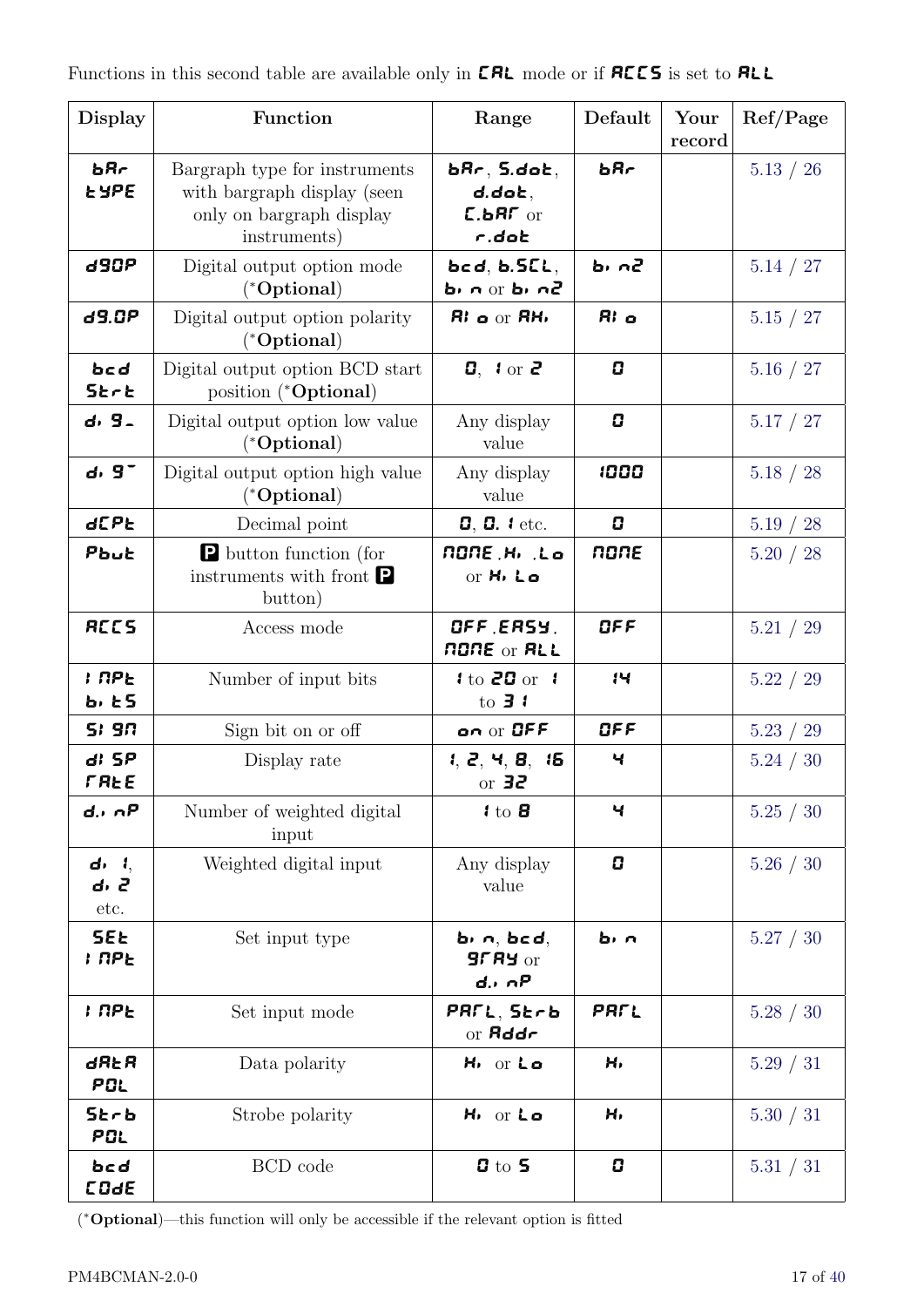Functions in this second table are available only in **CAL** mode or if **ACCS** is set to **ALL**

| Display | Function | Range | Default | Your record | Ref/Page |
|---|---|---|---|---|---|
| **bAr tYPE** | Bargraph type for instruments with bargraph display (seen only on bargraph display instruments) | **bAr**, **S.dot**, **d.dot**, **C.bAr** or **r.dot** | **bAr** | | 5.13 / 26 |
| **dGOP** | Digital output option mode (*Optional) | **bcd**, **b.SCL**, **bi n** or **bi n2** | **bi n2** | | 5.14 / 27 |
| **dG.OP** | Digital output option polarity (*Optional) | **Al o** or **AHi** | **Al o** | | 5.15 / 27 |
| **bcd Strt** | Digital output option BCD start position (*Optional) | **0**, **1** or **2** | **0** | | 5.16 / 27 |
| **di G_** | Digital output option low value (*Optional) | Any display value | **0** | | 5.17 / 27 |
| **di G‾** | Digital output option high value (*Optional) | Any display value | **1000** | | 5.18 / 28 |
| **dCPt** | Decimal point | **0**, **0. 1** etc. | **0** | | 5.19 / 28 |
| **Pbut** | **P** button function (for instruments with front **P** button) | **NONE**,**Hi** ,**Lo** or **Hi Lo** | **NONE** | | 5.20 / 28 |
| **ACCS** | Access mode | **OFF**,**EASY**, **NONE** or **ALL** | **OFF** | | 5.21 / 29 |
| **I NPt bi tS** | Number of input bits | **1** to **20** or **1** to **31** | **14** | | 5.22 / 29 |
| **SI GN** | Sign bit on or off | **on** or **OFF** | **OFF** | | 5.23 / 29 |
| **dI SP rAtE** | Display rate | **1**, **2**, **4**, **8**, **16** or **32** | **4** | | 5.24 / 30 |
| **d.i nP** | Number of weighted digital input | **1** to **8** | **4** | | 5.25 / 30 |
| **di 1**, **di 2** etc. | Weighted digital input | Any display value | **0** | | 5.26 / 30 |
| **SEt I NPt** | Set input type | **bi n**, **bcd**, **GrAY** or **d.i nP** | **bi n** | | 5.27 / 30 |
| **I NPt** | Set input mode | **PArL**, **Strb** or **Addr** | **PArL** | | 5.28 / 30 |
| **dAtA POL** | Data polarity | **Hi** or **Lo** | **Hi** | | 5.29 / 31 |
| **Strb POL** | Strobe polarity | **Hi** or **Lo** | **Hi** | | 5.30 / 31 |
| **bcd COdE** | BCD code | **0** to **5** | **0** | | 5.31 / 31 |

(***Optional**)—this function will only be accessible if the relevant option is fitted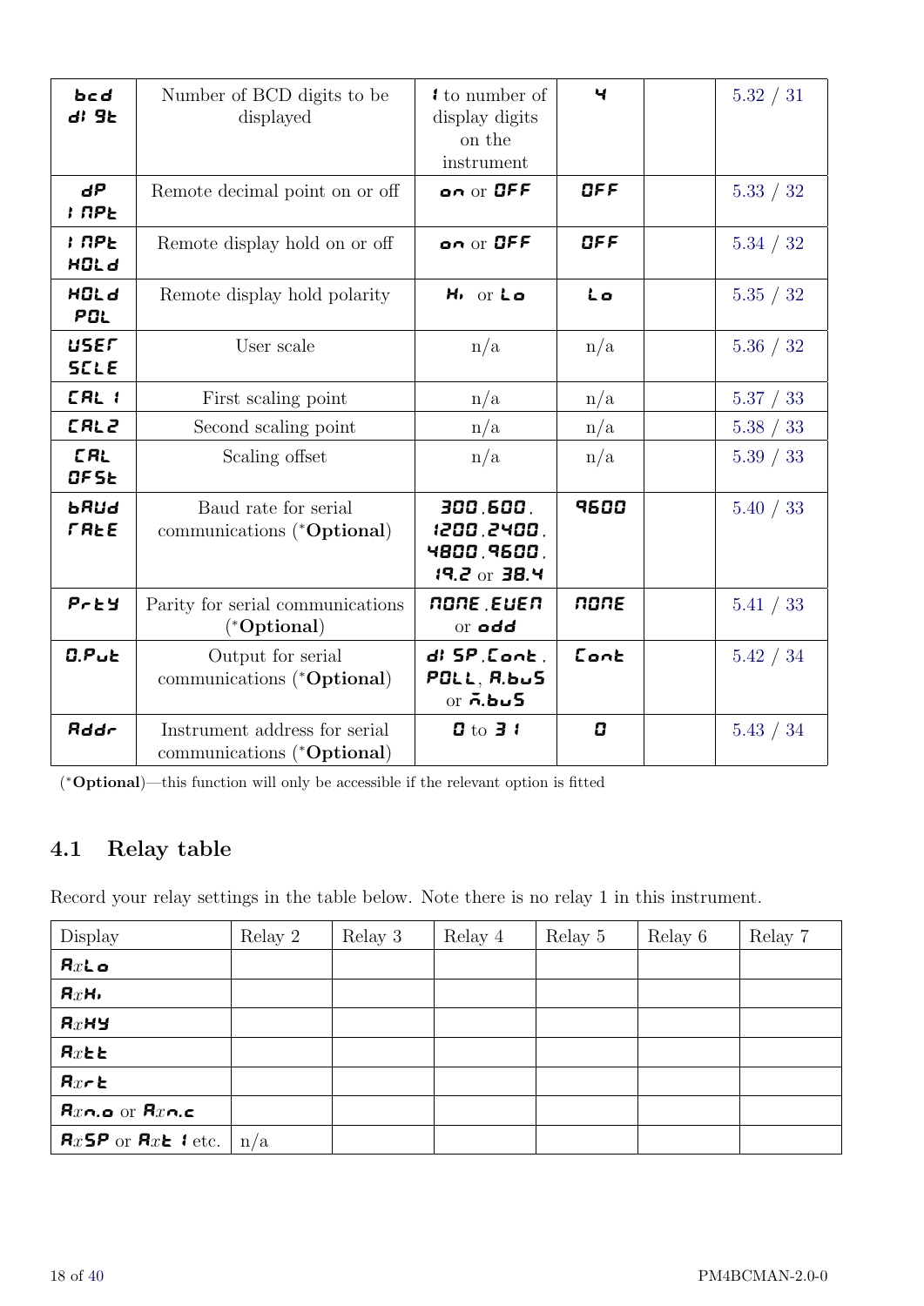| bcd dIGt | Number of BCD digits to be displayed | 1 to number of display digits on the instrument | 4 | | 5.32 / 31 |
|---|---|---|---|---|---|
| dP INPt | Remote decimal point on or off | on or OFF | OFF | | 5.33 / 32 |
| INPt HOLd | Remote display hold on or off | on or OFF | OFF | | 5.34 / 32 |
| HOLd POL | Remote display hold polarity | Hi or Lo | Lo | | 5.35 / 32 |
| USEr SCLE | User scale | n/a | n/a | | 5.36 / 32 |
| CAL 1 | First scaling point | n/a | n/a | | 5.37 / 33 |
| CAL2 | Second scaling point | n/a | n/a | | 5.38 / 33 |
| CAL OFSt | Scaling offset | n/a | n/a | | 5.39 / 33 |
| bAUd rAtE | Baud rate for serial communications (*Optional) | 300,600, 1200,2400, 4800,9600, 19.2 or 38.4 | 9600 | | 5.40 / 33 |
| Prty | Parity for serial communications (*Optional) | NONE,EVEN or odd | NONE | | 5.41 / 33 |
| O.Put | Output for serial communications (*Optional) | dISP,Cont, POLL, A.buS or M.buS | Cont | | 5.42 / 34 |
| Addr | Instrument address for serial communications (*Optional) | 0 to 31 | 0 | | 5.43 / 34 |

(***Optional**)—this function will only be accessible if the relevant option is fitted

## 4.1 Relay table

Record your relay settings in the table below. Note there is no relay 1 in this instrument.

| Display | Relay 2 | Relay 3 | Relay 4 | Relay 5 | Relay 6 | Relay 7 |
|---|---|---|---|---|---|---|
| A$x$Lo | | | | | | |
| A$x$Hi | | | | | | |
| A$x$HY | | | | | | |
| A$x$tt | | | | | | |
| A$x$rt | | | | | | |
| A$x$n.o or A$x$n.c | | | | | | |
| A$x$SP or A$x$t 1 etc. | n/a | | | | | |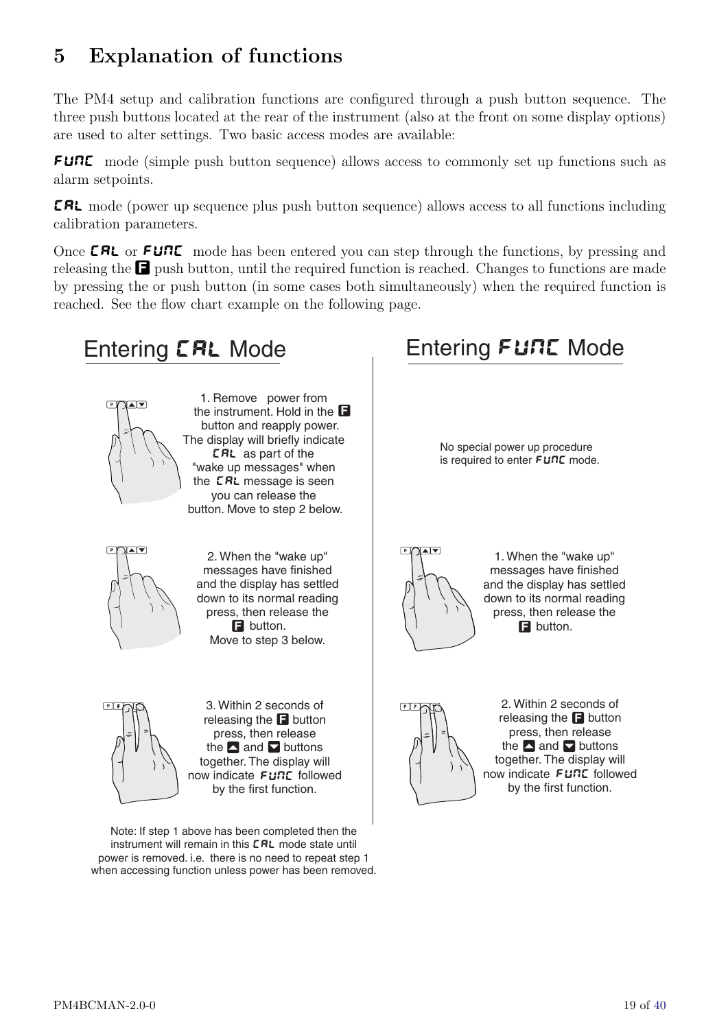# 5 Explanation of functions

The PM4 setup and calibration functions are configured through a push button sequence. The three push buttons located at the rear of the instrument (also at the front on some display options) are used to alter settings. Two basic access modes are available:

**FUNC** mode (simple push button sequence) allows access to commonly set up functions such as alarm setpoints.

**CAL** mode (power up sequence plus push button sequence) allows access to all functions including calibration parameters.

Once **CAL** or **FUNC** mode has been entered you can step through the functions, by pressing and releasing the **F** push button, until the required function is reached. Changes to functions are made by pressing the or push button (in some cases both simultaneously) when the required function is reached. See the flow chart example on the following page.

## Entering CAL Mode

1. Remove power from the instrument. Hold in the **F** button and reapply power. The display will briefly indicate **CAL** as part of the "wake up messages" when the **CAL** message is seen you can release the button. Move to step 2 below.

2. When the "wake up" messages have finished and the display has settled down to its normal reading press, then release the **F** button. Move to step 3 below.

3. Within 2 seconds of releasing the **F** button press, then release the ▲ and ▼ buttons together. The display will now indicate **FUNC** followed by the first function.

Note: If step 1 above has been completed then the instrument will remain in this **CAL** mode state until power is removed. i.e. there is no need to repeat step 1 when accessing function unless power has been removed.

## Entering FUNC Mode

No special power up procedure is required to enter **FUNC** mode.

1. When the "wake up" messages have finished and the display has settled down to its normal reading press, then release the **F** button.

2. Within 2 seconds of releasing the **F** button press, then release the ▲ and ▼ buttons together. The display will now indicate **FUNC** followed by the first function.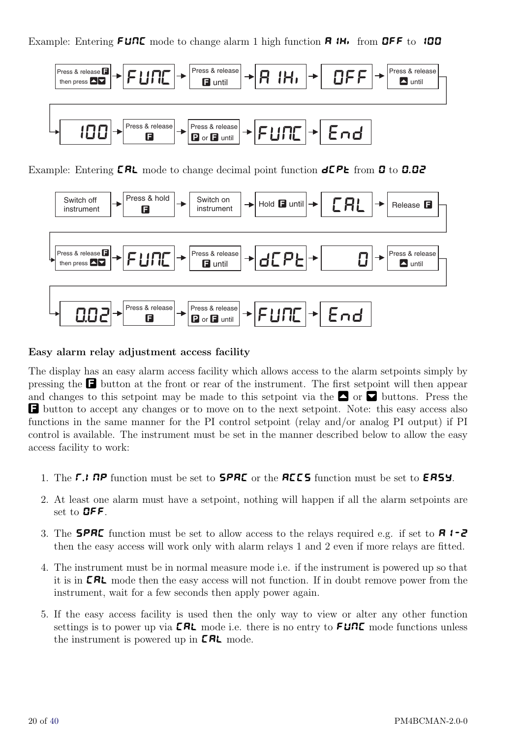Example: Entering **FUNC** mode to change alarm 1 high function **A 1Hi** from **OFF** to **100**

Press & release F then press ▲▼ → **FUNC** → Press & release F until → **A 1Hi** → **OFF** → Press & release ▲ until → **100** → Press & release F → Press & release P or F until → **FUNC** → **End**

Example: Entering **CAL** mode to change decimal point function **dCPt** from **0** to **0.02**

Switch off instrument → Press & hold F → Switch on instrument → Hold F until → **CAL** → Release F → Press & release F then press ▲▼ → **FUNC** → Press & release F until → **dCPt** → **0** → Press & release ▲ until → **0.02** → Press & release F → Press & release P or F until → **FUNC** → **End**

### Easy alarm relay adjustment access facility

The display has an easy alarm access facility which allows access to the alarm setpoints simply by pressing the F button at the front or rear of the instrument. The first setpoint will then appear and changes to this setpoint may be made to this setpoint via the ▲ or ▼ buttons. Press the F button to accept any changes or to move on to the next setpoint. Note: this easy access also functions in the same manner for the PI control setpoint (relay and/or analog PI output) if PI control is available. The instrument must be set in the manner described below to allow the easy access facility to work:

1. The **F.1 NP** function must be set to **SPAC** or the **ACCS** function must be set to **EASY**.
2. At least one alarm must have a setpoint, nothing will happen if all the alarm setpoints are set to **OFF**.
3. The **SPAC** function must be set to allow access to the relays required e.g. if set to **A 1-2** then the easy access will work only with alarm relays 1 and 2 even if more relays are fitted.
4. The instrument must be in normal measure mode i.e. if the instrument is powered up so that it is in **CAL** mode then the easy access will not function. If in doubt remove power from the instrument, wait for a few seconds then apply power again.
5. If the easy access facility is used then the only way to view or alter any other function settings is to power up via **CAL** mode i.e. there is no entry to **FUNC** mode functions unless the instrument is powered up in **CAL** mode.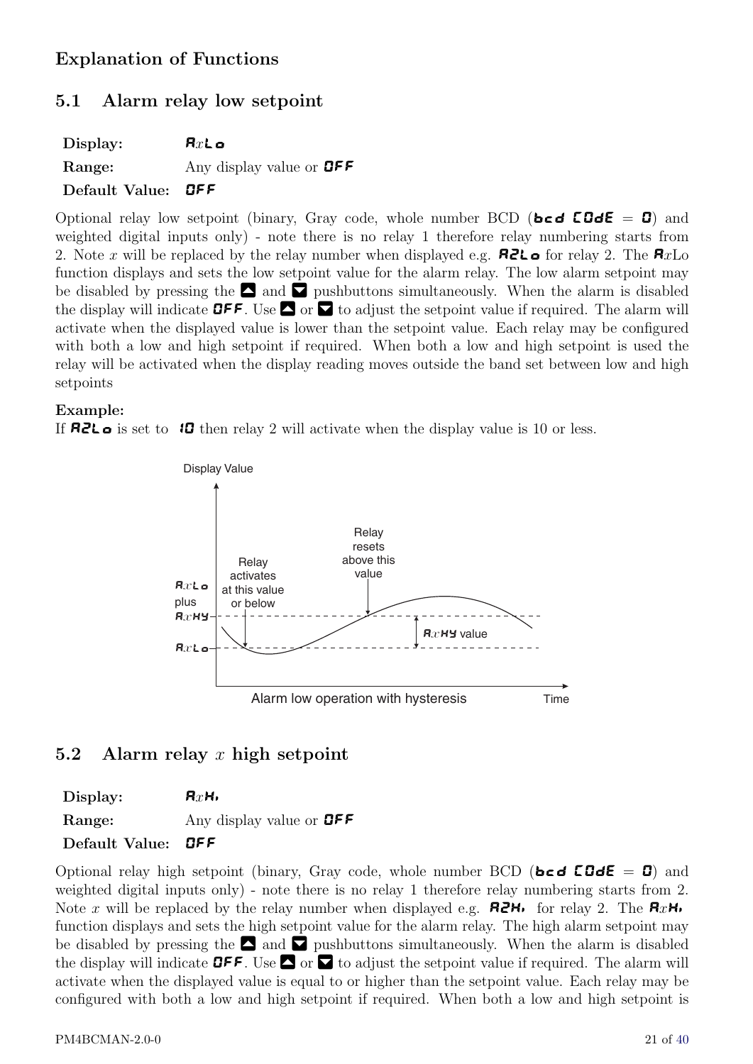## Explanation of Functions

### 5.1 Alarm relay low setpoint

**Display:** A$x$Lo

**Range:** Any display value or OFF

**Default Value:** OFF

Optional relay low setpoint (binary, Gray code, whole number BCD (**bcd CODE** = **0**) and weighted digital inputs only) - note there is no relay 1 therefore relay numbering starts from 2. Note $x$ will be replaced by the relay number when displayed e.g. **A2Lo** for relay 2. The **A**$x$Lo function displays and sets the low setpoint value for the alarm relay. The low alarm setpoint may be disabled by pressing the ▲ and ▼ pushbuttons simultaneously. When the alarm is disabled the display will indicate **OFF**. Use ▲ or ▼ to adjust the setpoint value if required. The alarm will activate when the displayed value is lower than the setpoint value. Each relay may be configured with both a low and high setpoint if required. When both a low and high setpoint is used the relay will be activated when the display reading moves outside the band set between low and high setpoints

**Example:**

If **A2Lo** is set to **10** then relay 2 will activate when the display value is 10 or less.

Alarm low operation with hysteresis

### 5.2 Alarm relay $x$ high setpoint

**Display:** A$x$Hi

**Range:** Any display value or OFF

**Default Value:** OFF

Optional relay high setpoint (binary, Gray code, whole number BCD (**bcd CODE** = **0**) and weighted digital inputs only) - note there is no relay 1 therefore relay numbering starts from 2. Note $x$ will be replaced by the relay number when displayed e.g. **A2Hi** for relay 2. The **A**$x$**Hi** function displays and sets the high setpoint value for the alarm relay. The high alarm setpoint may be disabled by pressing the ▲ and ▼ pushbuttons simultaneously. When the alarm is disabled the display will indicate **OFF**. Use ▲ or ▼ to adjust the setpoint value if required. The alarm will activate when the displayed value is equal to or higher than the setpoint value. Each relay may be configured with both a low and high setpoint if required. When both a low and high setpoint is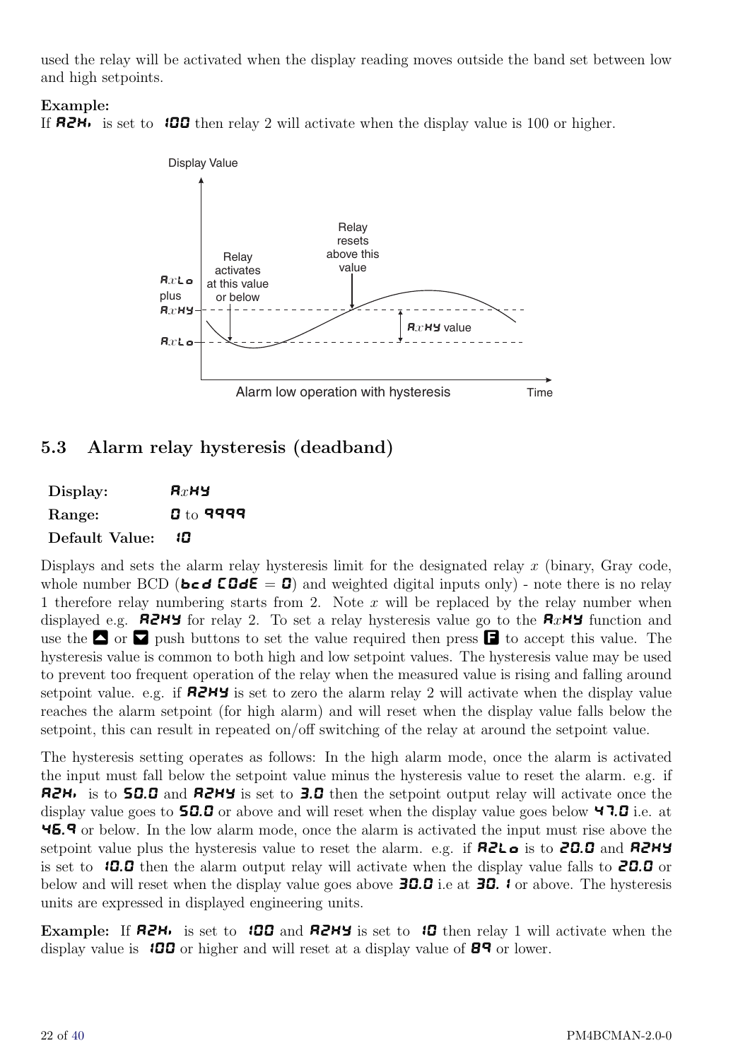used the relay will be activated when the display reading moves outside the band set between low and high setpoints.

**Example:**
If **A2Hi** is set to **100** then relay 2 will activate when the display value is 100 or higher.

Display Value

Relay activates at this value or below

Relay resets above this value

A$x$Lo plus A$x$HY

A$x$Lo

A$x$HY value

Alarm low operation with hysteresis

Time

## 5.3 Alarm relay hysteresis (deadband)

| | |
|---|---|
| **Display:** | **A$x$HY** |
| **Range:** | **0** to **9999** |
| **Default Value:** | **10** |

Displays and sets the alarm relay hysteresis limit for the designated relay $x$ (binary, Gray code, whole number BCD (**bcd CODE** = **0**) and weighted digital inputs only) - note there is no relay 1 therefore relay numbering starts from 2. Note $x$ will be replaced by the relay number when displayed e.g. **A2HY** for relay 2. To set a relay hysteresis value go to the **A$x$HY** function and use the ▲ or ▼ push buttons to set the value required then press **F** to accept this value. The hysteresis value is common to both high and low setpoint values. The hysteresis value may be used to prevent too frequent operation of the relay when the measured value is rising and falling around setpoint value. e.g. if **A2HY** is set to zero the alarm relay 2 will activate when the display value reaches the alarm setpoint (for high alarm) and will reset when the display value falls below the setpoint, this can result in repeated on/off switching of the relay at around the setpoint value.

The hysteresis setting operates as follows: In the high alarm mode, once the alarm is activated the input must fall below the setpoint value minus the hysteresis value to reset the alarm. e.g. if **A2Hi** is to **50.0** and **A2HY** is set to **3.0** then the setpoint output relay will activate once the display value goes to **50.0** or above and will reset when the display value goes below **47.0** i.e. at **46.9** or below. In the low alarm mode, once the alarm is activated the input must rise above the setpoint value plus the hysteresis value to reset the alarm. e.g. if **A2Lo** is to **20.0** and **A2HY** is set to **10.0** then the alarm output relay will activate when the display value falls to **20.0** or below and will reset when the display value goes above **30.0** i.e at **30.1** or above. The hysteresis units are expressed in displayed engineering units.

**Example:** If **A2Hi** is set to **100** and **A2HY** is set to **10** then relay 1 will activate when the display value is **100** or higher and will reset at a display value of **89** or lower.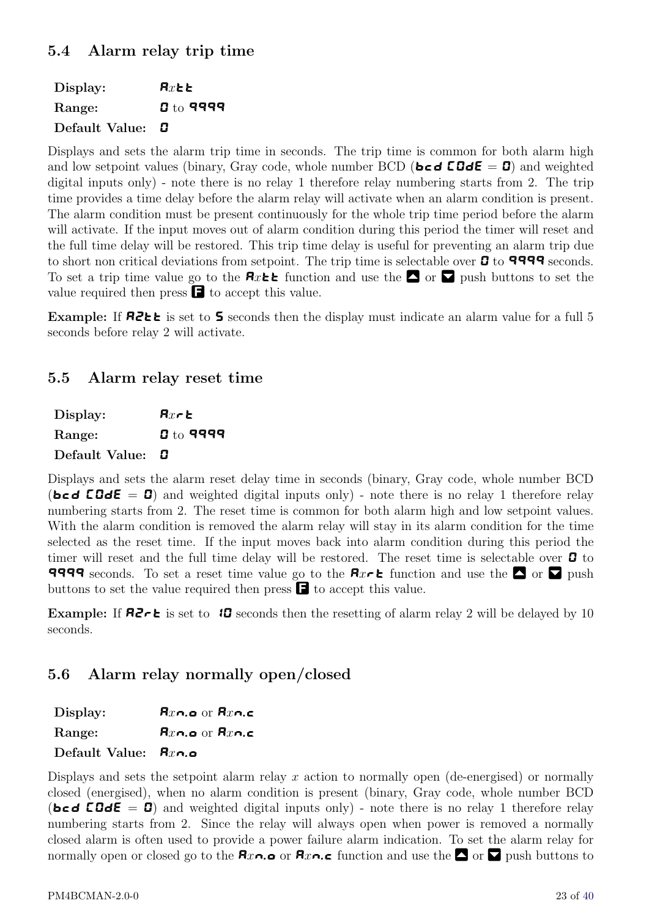## 5.4 Alarm relay trip time

**Display:** **A***x***tt**

**Range:** **0** to **9999**

**Default Value:** **0**

Displays and sets the alarm trip time in seconds. The trip time is common for both alarm high and low setpoint values (binary, Gray code, whole number BCD (**bcd CODE** = **0**) and weighted digital inputs only) - note there is no relay 1 therefore relay numbering starts from 2. The trip time provides a time delay before the alarm relay will activate when an alarm condition is present. The alarm condition must be present continuously for the whole trip time period before the alarm will activate. If the input moves out of alarm condition during this period the timer will reset and the full time delay will be restored. This trip time delay is useful for preventing an alarm trip due to short non critical deviations from setpoint. The trip time is selectable over **0** to **9999** seconds. To set a trip time value go to the **A***x***tt** function and use the ▲ or ▼ push buttons to set the value required then press **F** to accept this value.

**Example:** If **A2tt** is set to **5** seconds then the display must indicate an alarm value for a full 5 seconds before relay 2 will activate.

## 5.5 Alarm relay reset time

**Display:** **A***x***rt**

**Range:** **0** to **9999**

**Default Value:** **0**

Displays and sets the alarm reset delay time in seconds (binary, Gray code, whole number BCD (**bcd CODE** = **0**) and weighted digital inputs only) - note there is no relay 1 therefore relay numbering starts from 2. The reset time is common for both alarm high and low setpoint values. With the alarm condition is removed the alarm relay will stay in its alarm condition for the time selected as the reset time. If the input moves back into alarm condition during this period the timer will reset and the full time delay will be restored. The reset time is selectable over **0** to **9999** seconds. To set a reset time value go to the **A***x***rt** function and use the ▲ or ▼ push buttons to set the value required then press **F** to accept this value.

**Example:** If **A2rt** is set to **10** seconds then the resetting of alarm relay 2 will be delayed by 10 seconds.

## 5.6 Alarm relay normally open/closed

**Display:** **A***x***n.o** or **A***x***n.c**

**Range:** **A***x***n.o** or **A***x***n.c**

**Default Value:** **A***x***n.o**

Displays and sets the setpoint alarm relay *x* action to normally open (de-energised) or normally closed (energised), when no alarm condition is present (binary, Gray code, whole number BCD (**bcd CODE** = **0**) and weighted digital inputs only) - note there is no relay 1 therefore relay numbering starts from 2. Since the relay will always open when power is removed a normally closed alarm is often used to provide a power failure alarm indication. To set the alarm relay for normally open or closed go to the **A***x***n.o** or **A***x***n.c** function and use the ▲ or ▼ push buttons to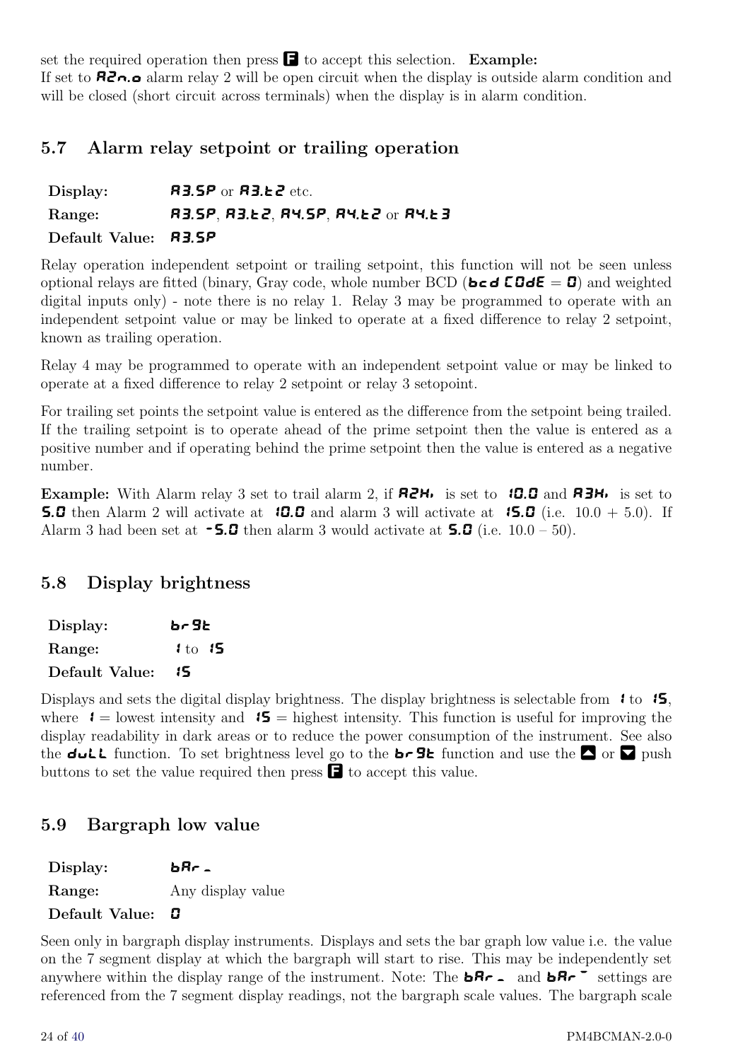set the required operation then press **F** to accept this selection. **Example:**
If set to **A2n.o** alarm relay 2 will be open circuit when the display is outside alarm condition and will be closed (short circuit across terminals) when the display is in alarm condition.

## 5.7 Alarm relay setpoint or trailing operation

**Display:** **A3.SP** or **A3.t2** etc.

**Range:** **A3.SP**, **A3.t2**, **A4.SP**, **A4.t2** or **A4.t3**

**Default Value:** **A3.SP**

Relay operation independent setpoint or trailing setpoint, this function will not be seen unless optional relays are fitted (binary, Gray code, whole number BCD (**bcd CODE** = **0**) and weighted digital inputs only) - note there is no relay 1. Relay 3 may be programmed to operate with an independent setpoint value or may be linked to operate at a fixed difference to relay 2 setpoint, known as trailing operation.

Relay 4 may be programmed to operate with an independent setpoint value or may be linked to operate at a fixed difference to relay 2 setpoint or relay 3 setopoint.

For trailing set points the setpoint value is entered as the difference from the setpoint being trailed. If the trailing setpoint is to operate ahead of the prime setpoint then the value is entered as a positive number and if operating behind the prime setpoint then the value is entered as a negative number.

**Example:** With Alarm relay 3 set to trail alarm 2, if **A2Hi** is set to **10.0** and **A3Hi** is set to **5.0** then Alarm 2 will activate at **10.0** and alarm 3 will activate at **15.0** (i.e. 10.0 + 5.0). If Alarm 3 had been set at **-5.0** then alarm 3 would activate at **5.0** (i.e. 10.0 – 50).

## 5.8 Display brightness

**Display:** **br9t**

**Range:** **1** to **15**

**Default Value:** **15**

Displays and sets the digital display brightness. The display brightness is selectable from **1** to **15**, where **1** = lowest intensity and **15** = highest intensity. This function is useful for improving the display readability in dark areas or to reduce the power consumption of the instrument. See also the **duLL** function. To set brightness level go to the **br9t** function and use the ▲ or ▼ push buttons to set the value required then press **F** to accept this value.

## 5.9 Bargraph low value

**Display:** **bAr_**

**Range:** Any display value

**Default Value:** **0**

Seen only in bargraph display instruments. Displays and sets the bar graph low value i.e. the value on the 7 segment display at which the bargraph will start to rise. This may be independently set anywhere within the display range of the instrument. Note: The **bAr_** and **bAr‾** settings are referenced from the 7 segment display readings, not the bargraph scale values. The bargraph scale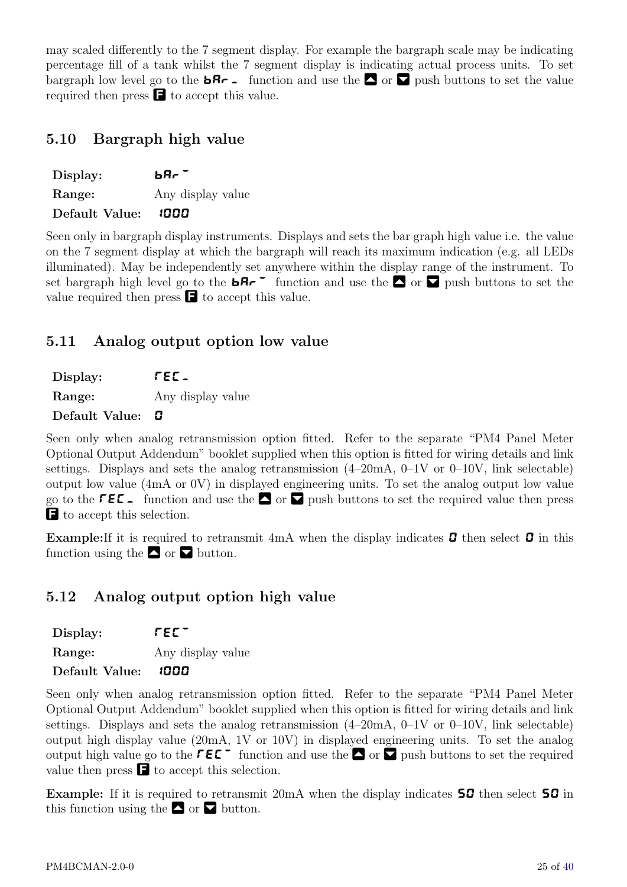may scaled differently to the 7 segment display. For example the bargraph scale may be indicating percentage fill of a tank whilst the 7 segment display is indicating actual process units. To set bargraph low level go to the **bAr\_** function and use the ▲ or ▼ push buttons to set the value required then press **F** to accept this value.

## 5.10 Bargraph high value

**Display:** **bAr‾**

**Range:** Any display value

**Default Value:** **1000**

Seen only in bargraph display instruments. Displays and sets the bar graph high value i.e. the value on the 7 segment display at which the bargraph will reach its maximum indication (e.g. all LEDs illuminated). May be independently set anywhere within the display range of the instrument. To set bargraph high level go to the **bAr‾** function and use the ▲ or ▼ push buttons to set the value required then press **F** to accept this value.

## 5.11 Analog output option low value

**Display:** **rEC\_**

**Range:** Any display value

**Default Value:** **0**

Seen only when analog retransmission option fitted. Refer to the separate "PM4 Panel Meter Optional Output Addendum" booklet supplied when this option is fitted for wiring details and link settings. Displays and sets the analog retransmission (4–20mA, 0–1V or 0–10V, link selectable) output low value (4mA or 0V) in displayed engineering units. To set the analog output low value go to the **rEC\_** function and use the ▲ or ▼ push buttons to set the required value then press **F** to accept this selection.

**Example:**If it is required to retransmit 4mA when the display indicates **0** then select **0** in this function using the ▲ or ▼ button.

## 5.12 Analog output option high value

**Display:** **rEC‾**

**Range:** Any display value

**Default Value:** **1000**

Seen only when analog retransmission option fitted. Refer to the separate "PM4 Panel Meter Optional Output Addendum" booklet supplied when this option is fitted for wiring details and link settings. Displays and sets the analog retransmission (4–20mA, 0–1V or 0–10V, link selectable) output high display value (20mA, 1V or 10V) in displayed engineering units. To set the analog output high value go to the **rEC‾** function and use the ▲ or ▼ push buttons to set the required value then press **F** to accept this selection.

**Example:** If it is required to retransmit 20mA when the display indicates **50** then select **50** in this function using the ▲ or ▼ button.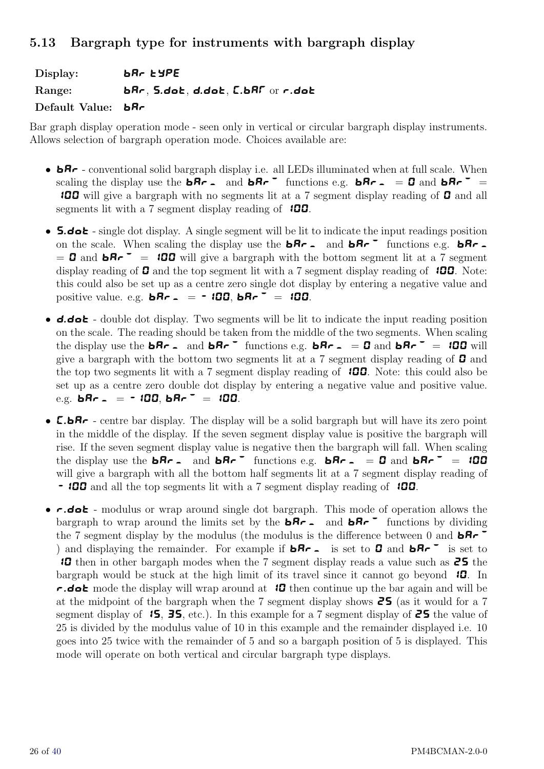## 5.13 Bargraph type for instruments with bargraph display

**Display:** bAr tYPE

**Range:** bAr, S.dot, d.dot, C.bAr or r.dot

**Default Value:** bAr

Bar graph display operation mode - seen only in vertical or circular bargraph display instruments. Allows selection of bargraph operation mode. Choices available are:

- **bAr** - conventional solid bargraph display i.e. all LEDs illuminated when at full scale. When scaling the display use the **bAr \_** and **bAr ‾** functions e.g. **bAr \_** = **0** and **bAr ‾** = **100** will give a bargraph with no segments lit at a 7 segment display reading of **0** and all segments lit with a 7 segment display reading of **100**.
- **S.dot** - single dot display. A single segment will be lit to indicate the input readings position on the scale. When scaling the display use the **bAr \_** and **bAr ‾** functions e.g. **bAr \_** = **0** and **bAr ‾** = **100** will give a bargraph with the bottom segment lit at a 7 segment display reading of **0** and the top segment lit with a 7 segment display reading of **100**. Note: this could also be set up as a centre zero single dot display by entering a negative value and positive value. e.g. **bAr \_** = **- 100**, **bAr ‾** = **100**.
- **d.dot** - double dot display. Two segments will be lit to indicate the input reading position on the scale. The reading should be taken from the middle of the two segments. When scaling the display use the **bAr \_** and **bAr ‾** functions e.g. **bAr \_** = **0** and **bAr ‾** = **100** will give a bargraph with the bottom two segments lit at a 7 segment display reading of **0** and the top two segments lit with a 7 segment display reading of **100**. Note: this could also be set up as a centre zero double dot display by entering a negative value and positive value. e.g. **bAr \_** = **- 100**, **bAr ‾** = **100**.
- **C.bAr** - centre bar display. The display will be a solid bargraph but will have its zero point in the middle of the display. If the seven segment display value is positive the bargraph will rise. If the seven segment display value is negative then the bargraph will fall. When scaling the display use the **bAr \_** and **bAr ‾** functions e.g. **bAr \_** = **0** and **bAr ‾** = **100** will give a bargraph with all the bottom half segments lit at a 7 segment display reading of **- 100** and all the top segments lit with a 7 segment display reading of **100**.
- **r.dot** - modulus or wrap around single dot bargraph. This mode of operation allows the bargraph to wrap around the limits set by the **bAr \_** and **bAr ‾** functions by dividing the 7 segment display by the modulus (the modulus is the difference between 0 and **bAr ‾** ) and displaying the remainder. For example if **bAr \_** is set to **0** and **bAr ‾** is set to **10** then in other bargaph modes when the 7 segment display reads a value such as **25** the bargraph would be stuck at the high limit of its travel since it cannot go beyond **10**. In **r.dot** mode the display will wrap around at **10** then continue up the bar again and will be at the midpoint of the bargraph when the 7 segment display shows **25** (as it would for a 7 segment display of **15**, **35**, etc.). In this example for a 7 segment display of **25** the value of 25 is divided by the modulus value of 10 in this example and the remainder displayed i.e. 10 goes into 25 twice with the remainder of 5 and so a bargaph position of 5 is displayed. This mode will operate on both vertical and circular bargraph type displays.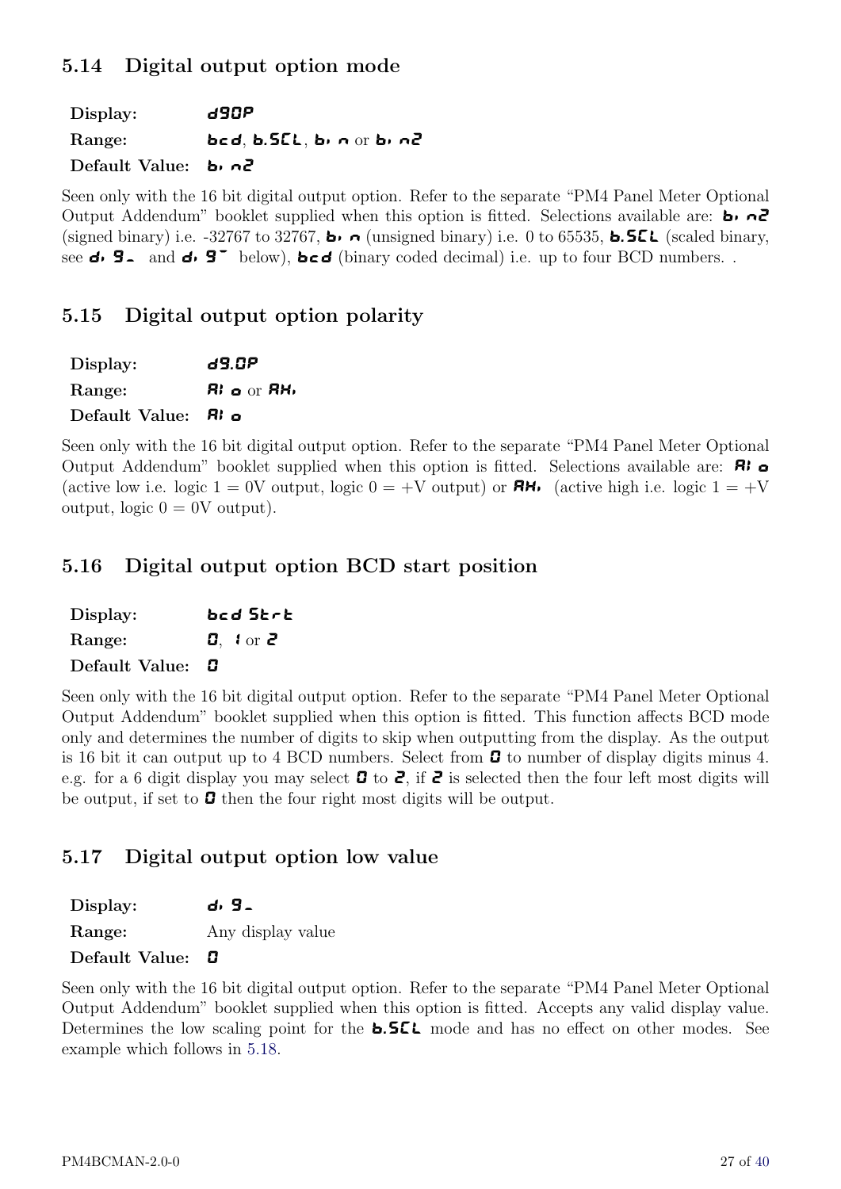## 5.14 Digital output option mode

**Display:** d9OP

**Range:** bcd, b.SCL, bi n or bi n2

**Default Value:** bi n2

Seen only with the 16 bit digital output option. Refer to the separate "PM4 Panel Meter Optional Output Addendum" booklet supplied when this option is fitted. Selections available are: bi n2 (signed binary) i.e. -32767 to 32767, bi n (unsigned binary) i.e. 0 to 65535, b.SCL (scaled binary, see di 9\_ and di 9¯ below), bcd (binary coded decimal) i.e. up to four BCD numbers. .

## 5.15 Digital output option polarity

**Display:** d9.OP

**Range:** Ai o or AHi

**Default Value:** Ai o

Seen only with the 16 bit digital output option. Refer to the separate "PM4 Panel Meter Optional Output Addendum" booklet supplied when this option is fitted. Selections available are: Ai o (active low i.e. logic 1 = 0V output, logic 0 = +V output) or AHi (active high i.e. logic 1 = +V output, logic 0 = 0V output).

## 5.16 Digital output option BCD start position

**Display:** bcd Strt

**Range:** 0, 1 or 2

**Default Value:** 0

Seen only with the 16 bit digital output option. Refer to the separate "PM4 Panel Meter Optional Output Addendum" booklet supplied when this option is fitted. This function affects BCD mode only and determines the number of digits to skip when outputting from the display. As the output is 16 bit it can output up to 4 BCD numbers. Select from 0 to number of display digits minus 4. e.g. for a 6 digit display you may select 0 to 2, if 2 is selected then the four left most digits will be output, if set to 0 then the four right most digits will be output.

## 5.17 Digital output option low value

**Display:** di 9\_

**Range:** Any display value

**Default Value:** 0

Seen only with the 16 bit digital output option. Refer to the separate "PM4 Panel Meter Optional Output Addendum" booklet supplied when this option is fitted. Accepts any valid display value. Determines the low scaling point for the b.SCL mode and has no effect on other modes. See example which follows in 5.18.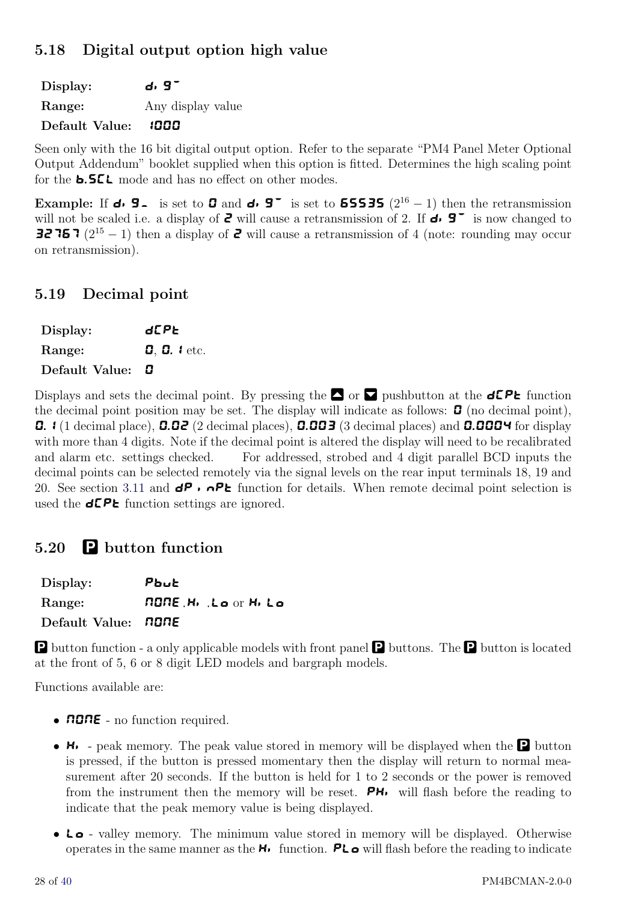## 5.18 Digital output option high value

**Display:** di 9¯

**Range:** Any display value

**Default Value:** 1000

Seen only with the 16 bit digital output option. Refer to the separate "PM4 Panel Meter Optional Output Addendum" booklet supplied when this option is fitted. Determines the high scaling point for the **b.SCL** mode and has no effect on other modes.

**Example:** If **di 9\_** is set to **0** and **di 9¯** is set to **65535** ($2^{16} - 1$) then the retransmission will not be scaled i.e. a display of **2** will cause a retransmission of 2. If **di 9¯** is now changed to **32767** ($2^{15} - 1$) then a display of **2** will cause a retransmission of 4 (note: rounding may occur on retransmission).

## 5.19 Decimal point

**Display:** dCPt

**Range:** **0**, **0.1** etc.

**Default Value:** 0

Displays and sets the decimal point. By pressing the ▲ or ▼ pushbutton at the **dCPt** function the decimal point position may be set. The display will indicate as follows: **0** (no decimal point), **0.1** (1 decimal place), **0.02** (2 decimal places), **0.003** (3 decimal places) and **0.0004** for display with more than 4 digits. Note if the decimal point is altered the display will need to be recalibrated and alarm etc. settings checked. For addressed, strobed and 4 digit parallel BCD inputs the decimal points can be selected remotely via the signal levels on the rear input terminals 18, 19 and 20. See section 3.11 and **dP inPt** function for details. When remote decimal point selection is used the **dCPt** function settings are ignored.

## 5.20 P button function

**Display:** Pbut

**Range:** **NONE**, **Hi**, **Lo** or **Hi Lo**

**Default Value:** NONE

**P** button function - a only applicable models with front panel **P** buttons. The **P** button is located at the front of 5, 6 or 8 digit LED models and bargraph models.

Functions available are:

- **NONE** - no function required.
- **Hi** - peak memory. The peak value stored in memory will be displayed when the **P** button is pressed, if the button is pressed momentary then the display will return to normal measurement after 20 seconds. If the button is held for 1 to 2 seconds or the power is removed from the instrument then the memory will be reset. **PHi** will flash before the reading to indicate that the peak memory value is being displayed.
- **Lo** - valley memory. The minimum value stored in memory will be displayed. Otherwise operates in the same manner as the **Hi** function. **PLo** will flash before the reading to indicate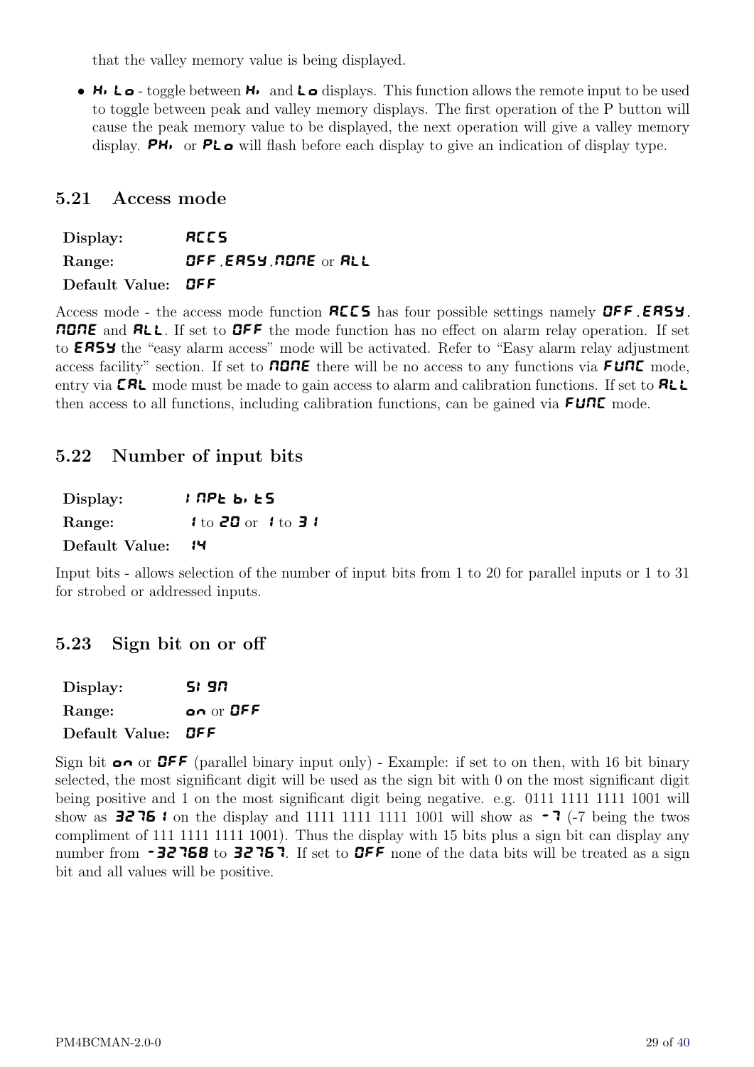that the valley memory value is being displayed.

- **Hi Lo** - toggle between **Hi** and **Lo** displays. This function allows the remote input to be used to toggle between peak and valley memory displays. The first operation of the P button will cause the peak memory value to be displayed, the next operation will give a valley memory display. **PHi** or **PLo** will flash before each display to give an indication of display type.

## 5.21 Access mode

**Display:** **ACCS**

**Range:** **OFF**, **EASY**, **NONE** or **ALL**

**Default Value:** **OFF**

Access mode - the access mode function **ACCS** has four possible settings namely **OFF**, **EASY**, **NONE** and **ALL**. If set to **OFF** the mode function has no effect on alarm relay operation. If set to **EASY** the "easy alarm access" mode will be activated. Refer to "Easy alarm relay adjustment access facility" section. If set to **NONE** there will be no access to any functions via **FUNC** mode, entry via **CAL** mode must be made to gain access to alarm and calibration functions. If set to **ALL** then access to all functions, including calibration functions, can be gained via **FUNC** mode.

## 5.22 Number of input bits

**Display:** **INPt bitS**

**Range:** **1** to **20** or **1** to **31**

**Default Value:** **14**

Input bits - allows selection of the number of input bits from 1 to 20 for parallel inputs or 1 to 31 for strobed or addressed inputs.

## 5.23 Sign bit on or off

**Display:** **SIGN**

**Range:** **on** or **OFF**

**Default Value:** **OFF**

Sign bit **on** or **OFF** (parallel binary input only) - Example: if set to on then, with 16 bit binary selected, the most significant digit will be used as the sign bit with 0 on the most significant digit being positive and 1 on the most significant digit being negative. e.g. 0111 1111 1111 1001 will show as **32761** on the display and 1111 1111 1111 1001 will show as **-7** (-7 being the twos compliment of 111 1111 1111 1001). Thus the display with 15 bits plus a sign bit can display any number from **-32768** to **32767**. If set to **OFF** none of the data bits will be treated as a sign bit and all values will be positive.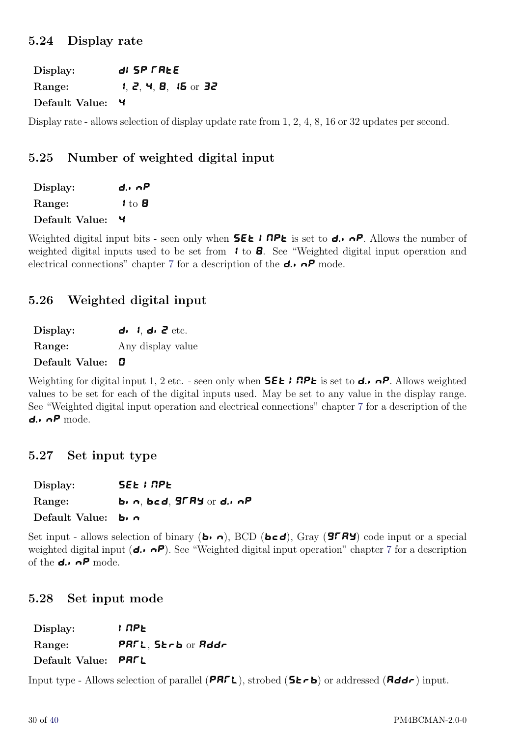## 5.24 Display rate

**Display:** dISP rAtE
**Range:** 1, 2, 4, 8, 16 or 32
**Default Value:** 4

Display rate - allows selection of display update rate from 1, 2, 4, 8, 16 or 32 updates per second.

## 5.25 Number of weighted digital input

**Display:** d.I nP
**Range:** 1 to 8
**Default Value:** 4

Weighted digital input bits - seen only when SEt INPt is set to d.I nP. Allows the number of weighted digital inputs used to be set from 1 to 8. See "Weighted digital input operation and electrical connections" chapter 7 for a description of the d.I nP mode.

## 5.26 Weighted digital input

**Display:** dI 1, dI 2 etc.
**Range:** Any display value
**Default Value:** 0

Weighting for digital input 1, 2 etc. - seen only when SEt INPt is set to d.I nP. Allows weighted values to be set for each of the digital inputs used. May be set to any value in the display range. See "Weighted digital input operation and electrical connections" chapter 7 for a description of the d.I nP mode.

## 5.27 Set input type

**Display:** SEt INPt
**Range:** bIn, bcd, 9rAY or d.I nP
**Default Value:** bIn

Set input - allows selection of binary (bIn), BCD (bcd), Gray (9rAY) code input or a special weighted digital input (d.I nP). See "Weighted digital input operation" chapter 7 for a description of the d.I nP mode.

## 5.28 Set input mode

**Display:** INPt
**Range:** PArL, Strb or Addr
**Default Value:** PArL

Input type - Allows selection of parallel (PArL), strobed (Strb) or addressed (Addr) input.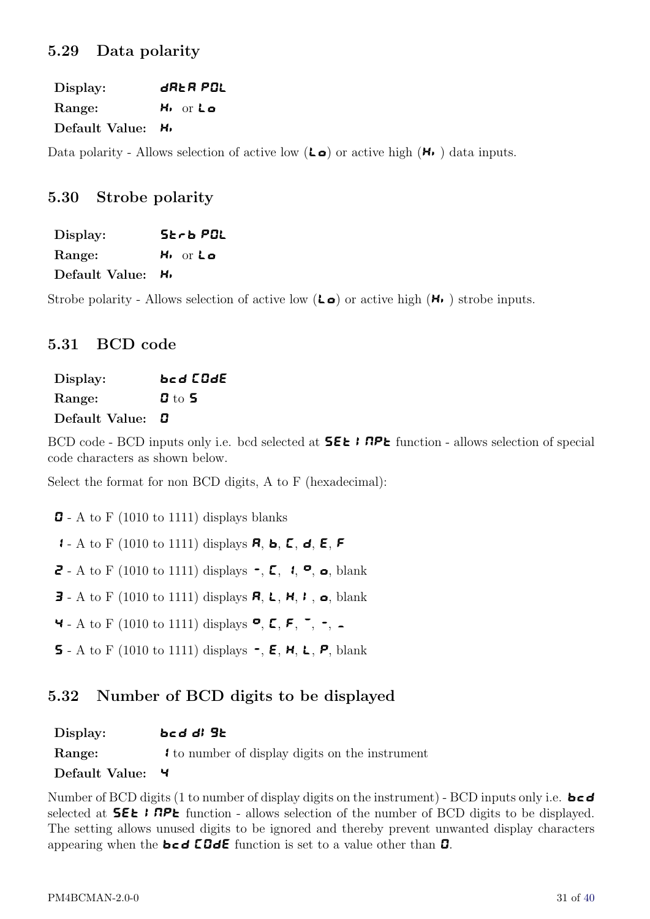## 5.29 Data polarity

**Display:** **dAtA POL**
**Range:** **Hi** or **Lo**
**Default Value:** **Hi**

Data polarity - Allows selection of active low (**Lo**) or active high (**Hi** ) data inputs.

## 5.30 Strobe polarity

**Display:** **Strb POL**
**Range:** **Hi** or **Lo**
**Default Value:** **Hi**

Strobe polarity - Allows selection of active low (**Lo**) or active high (**Hi** ) strobe inputs.

## 5.31 BCD code

**Display:** **bcd CODE**
**Range:** **0** to **5**
**Default Value:** **0**

BCD code - BCD inputs only i.e. bcd selected at **SEt I NPt** function - allows selection of special code characters as shown below.

Select the format for non BCD digits, A to F (hexadecimal):

- **0** - A to F (1010 to 1111) displays blanks
- **1** - A to F (1010 to 1111) displays **A**, **b**, **C**, **d**, **E**, **F**
- **2** - A to F (1010 to 1111) displays **-**, **C**, **1**, **°**, **o**, blank
- **3** - A to F (1010 to 1111) displays **A**, **L**, **H**, **I** , **o**, blank
- **4** - A to F (1010 to 1111) displays **°**, **C**, **F**, **‾**, **-**, **_**
- **5** - A to F (1010 to 1111) displays **-**, **E**, **H**, **L**, **P**, blank

## 5.32 Number of BCD digits to be displayed

**Display:** **bcd dI 9t**
**Range:** **1** to number of display digits on the instrument
**Default Value:** **4**

Number of BCD digits (1 to number of display digits on the instrument) - BCD inputs only i.e. **bcd** selected at **SEt I NPt** function - allows selection of the number of BCD digits to be displayed. The setting allows unused digits to be ignored and thereby prevent unwanted display characters appearing when the **bcd CODE** function is set to a value other than **0**.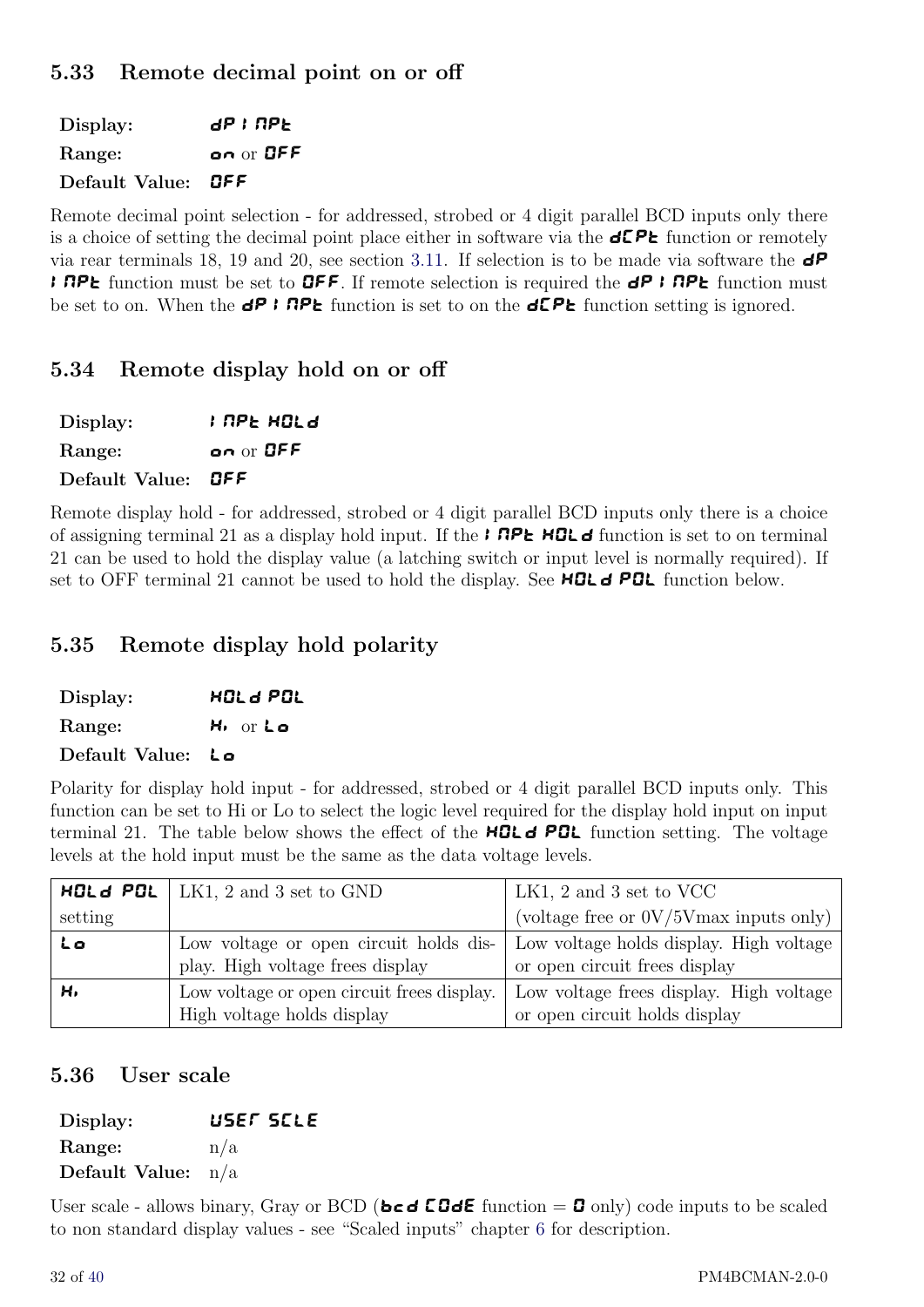## 5.33 Remote decimal point on or off

**Display:** **dP I NPt**
**Range:** **on** or **OFF**
**Default Value:** **OFF**

Remote decimal point selection - for addressed, strobed or 4 digit parallel BCD inputs only there is a choice of setting the decimal point place either in software via the **dCPt** function or remotely via rear terminals 18, 19 and 20, see section 3.11. If selection is to be made via software the **dP I NPt** function must be set to **OFF**. If remote selection is required the **dP I NPt** function must be set to on. When the **dP I NPt** function is set to on the **dCPt** function setting is ignored.

## 5.34 Remote display hold on or off

**Display:** **I NPt HOLd**
**Range:** **on** or **OFF**
**Default Value:** **OFF**

Remote display hold - for addressed, strobed or 4 digit parallel BCD inputs only there is a choice of assigning terminal 21 as a display hold input. If the **I NPt HOLd** function is set to on terminal 21 can be used to hold the display value (a latching switch or input level is normally required). If set to OFF terminal 21 cannot be used to hold the display. See **HOLd POL** function below.

## 5.35 Remote display hold polarity

**Display:** **HOLd POL**
**Range:** **Hi** or **Lo**
**Default Value:** **Lo**

Polarity for display hold input - for addressed, strobed or 4 digit parallel BCD inputs only. This function can be set to Hi or Lo to select the logic level required for the display hold input on input terminal 21. The table below shows the effect of the **HOLd POL** function setting. The voltage levels at the hold input must be the same as the data voltage levels.

| **HOLd POL** setting | LK1, 2 and 3 set to GND | LK1, 2 and 3 set to VCC (voltage free or 0V/5Vmax inputs only) |
|---|---|---|
| **Lo** | Low voltage or open circuit holds display. High voltage frees display | Low voltage holds display. High voltage or open circuit frees display |
| **Hi** | Low voltage or open circuit frees display. High voltage holds display | Low voltage frees display. High voltage or open circuit holds display |

## 5.36 User scale

**Display:** **USEr SCLE**
**Range:** n/a
**Default Value:** n/a

User scale - allows binary, Gray or BCD (**bcd COdE** function = **0** only) code inputs to be scaled to non standard display values - see "Scaled inputs" chapter 6 for description.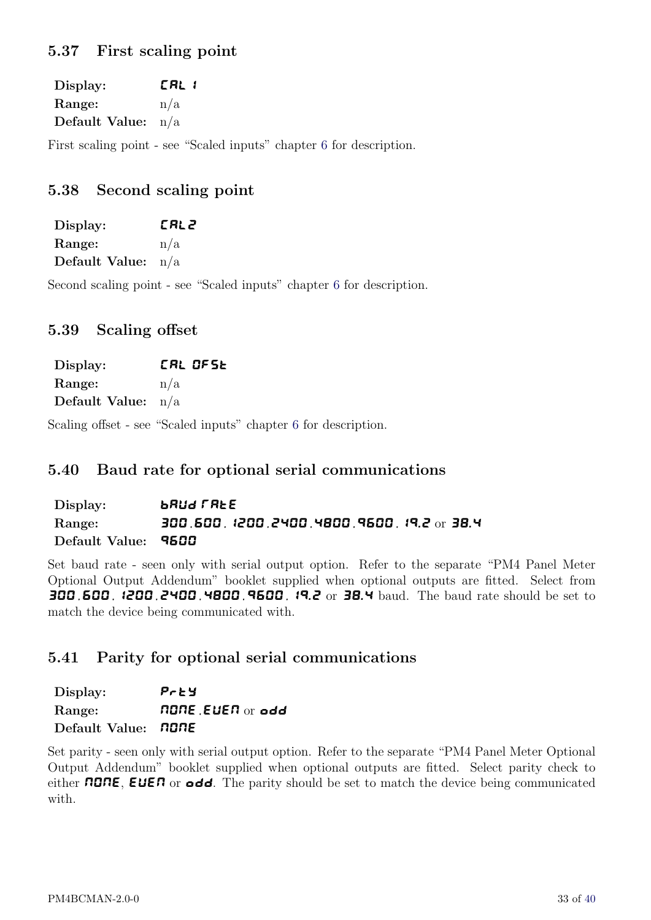## 5.37 First scaling point

**Display:** **CAL 1**
**Range:** n/a
**Default Value:** n/a

First scaling point - see "Scaled inputs" chapter 6 for description.

## 5.38 Second scaling point

**Display:** **CAL2**
**Range:** n/a
**Default Value:** n/a

Second scaling point - see "Scaled inputs" chapter 6 for description.

## 5.39 Scaling offset

**Display:** **CAL OFSt**
**Range:** n/a
**Default Value:** n/a

Scaling offset - see "Scaled inputs" chapter 6 for description.

## 5.40 Baud rate for optional serial communications

**Display:** **bAUd rAtE**
**Range:** **300**, **600**, **1200**, **2400**, **4800**, **9600**, **19.2** or **38.4**
**Default Value:** **9600**

Set baud rate - seen only with serial output option. Refer to the separate "PM4 Panel Meter Optional Output Addendum" booklet supplied when optional outputs are fitted. Select from **300**, **600**, **1200**, **2400**, **4800**, **9600**, **19.2** or **38.4** baud. The baud rate should be set to match the device being communicated with.

## 5.41 Parity for optional serial communications

**Display:** **PrtY**
**Range:** **NONE**, **EVEN** or **odd**
**Default Value:** **NONE**

Set parity - seen only with serial output option. Refer to the separate "PM4 Panel Meter Optional Output Addendum" booklet supplied when optional outputs are fitted. Select parity check to either **NONE**, **EVEN** or **odd**. The parity should be set to match the device being communicated with.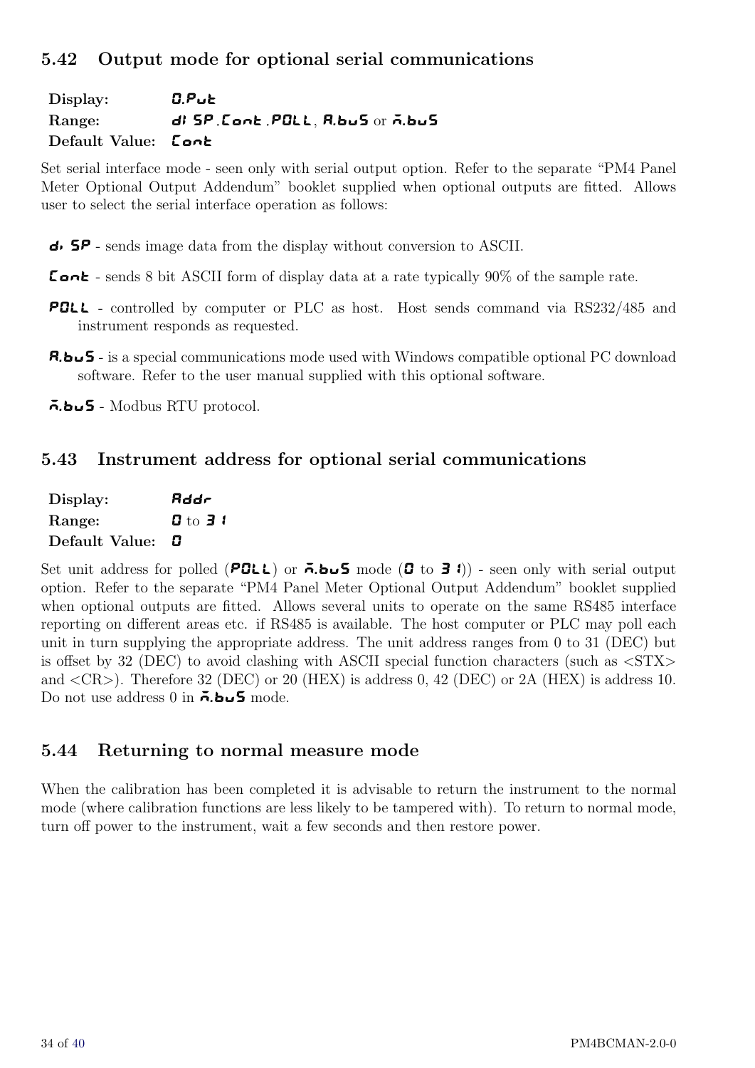## 5.42 Output mode for optional serial communications

**Display:** O.Put
**Range:** di SP, Cont, POLL, A.buS or ñ.buS
**Default Value:** Cont

Set serial interface mode - seen only with serial output option. Refer to the separate "PM4 Panel Meter Optional Output Addendum" booklet supplied when optional outputs are fitted. Allows user to select the serial interface operation as follows:

**di SP** - sends image data from the display without conversion to ASCII.

**Cont** - sends 8 bit ASCII form of display data at a rate typically 90% of the sample rate.

**POLL** - controlled by computer or PLC as host. Host sends command via RS232/485 and instrument responds as requested.

**A.buS** - is a special communications mode used with Windows compatible optional PC download software. Refer to the user manual supplied with this optional software.

**ñ.buS** - Modbus RTU protocol.

## 5.43 Instrument address for optional serial communications

**Display:** Addr
**Range:** 0 to 31
**Default Value:** 0

Set unit address for polled (**POLL**) or **ñ.buS** mode (**0** to **31**) - seen only with serial output option. Refer to the separate "PM4 Panel Meter Optional Output Addendum" booklet supplied when optional outputs are fitted. Allows several units to operate on the same RS485 interface reporting on different areas etc. if RS485 is available. The host computer or PLC may poll each unit in turn supplying the appropriate address. The unit address ranges from 0 to 31 (DEC) but is offset by 32 (DEC) to avoid clashing with ASCII special function characters (such as <STX> and <CR>). Therefore 32 (DEC) or 20 (HEX) is address 0, 42 (DEC) or 2A (HEX) is address 10. Do not use address 0 in **ñ.buS** mode.

## 5.44 Returning to normal measure mode

When the calibration has been completed it is advisable to return the instrument to the normal mode (where calibration functions are less likely to be tampered with). To return to normal mode, turn off power to the instrument, wait a few seconds and then restore power.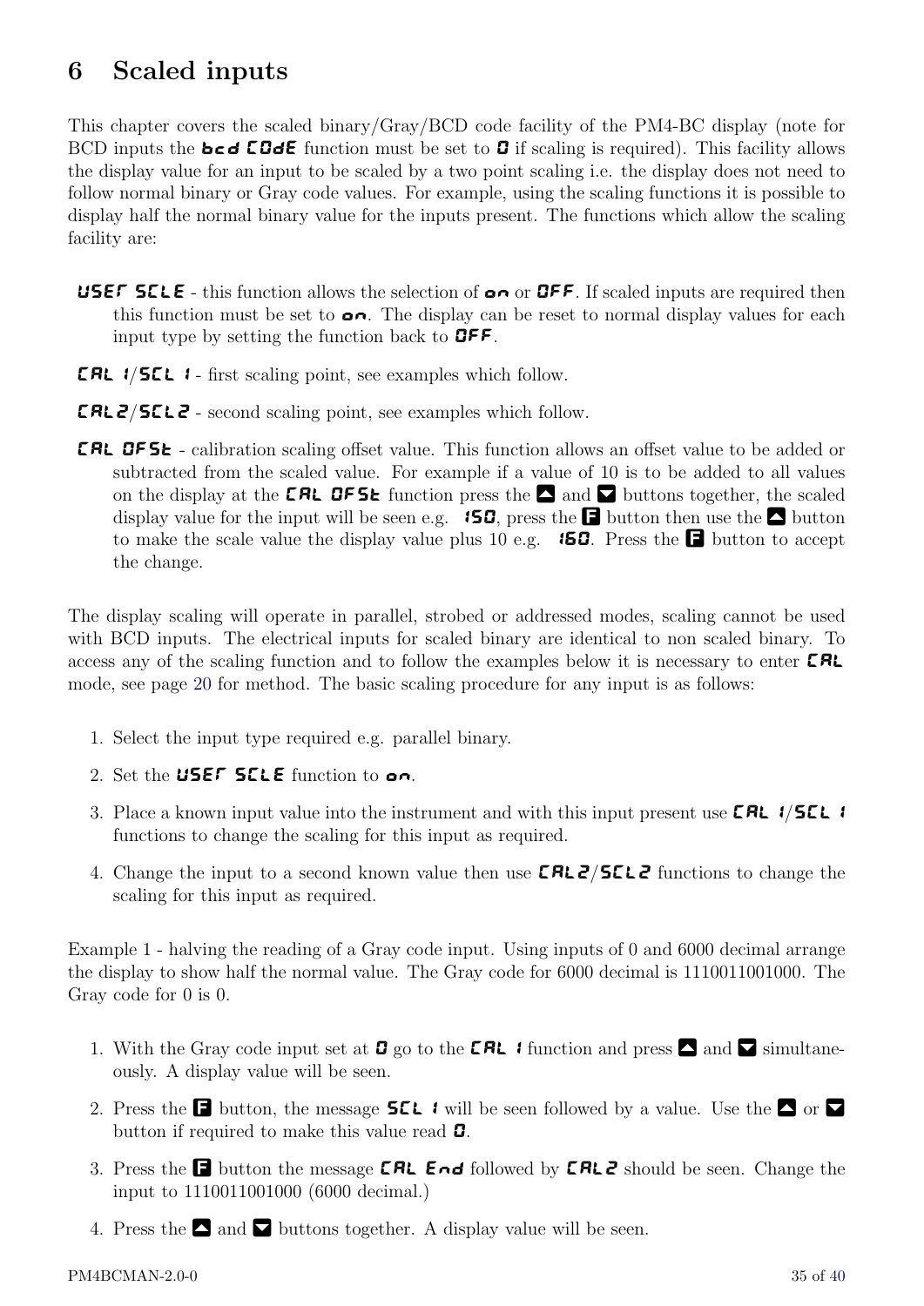# 6 Scaled inputs

This chapter covers the scaled binary/Gray/BCD code facility of the PM4-BC display (note for BCD inputs the **bcd CODE** function must be set to **0** if scaling is required). This facility allows the display value for an input to be scaled by a two point scaling i.e. the display does not need to follow normal binary or Gray code values. For example, using the scaling functions it is possible to display half the normal binary value for the inputs present. The functions which allow the scaling facility are:

- **USEr SCLE** - this function allows the selection of **on** or **OFF**. If scaled inputs are required then this function must be set to **on**. The display can be reset to normal display values for each input type by setting the function back to **OFF**.
- **CAL 1**/**SCL 1** - first scaling point, see examples which follow.
- **CAL2**/**SCL2** - second scaling point, see examples which follow.
- **CAL OFSt** - calibration scaling offset value. This function allows an offset value to be added or subtracted from the scaled value. For example if a value of 10 is to be added to all values on the display at the **CAL OFSt** function press the ▲ and ▼ buttons together, the scaled display value for the input will be seen e.g. **150**, press the **F** button then use the ▲ button to make the scale value the display value plus 10 e.g. **160**. Press the **F** button to accept the change.

The display scaling will operate in parallel, strobed or addressed modes, scaling cannot be used with BCD inputs. The electrical inputs for scaled binary are identical to non scaled binary. To access any of the scaling function and to follow the examples below it is necessary to enter **CAL** mode, see page 20 for method. The basic scaling procedure for any input is as follows:

1. Select the input type required e.g. parallel binary.
2. Set the **USEr SCLE** function to **on**.
3. Place a known input value into the instrument and with this input present use **CAL 1**/**SCL 1** functions to change the scaling for this input as required.
4. Change the input to a second known value then use **CAL2**/**SCL2** functions to change the scaling for this input as required.

Example 1 - halving the reading of a Gray code input. Using inputs of 0 and 6000 decimal arrange the display to show half the normal value. The Gray code for 6000 decimal is 1110011001000. The Gray code for 0 is 0.

1. With the Gray code input set at **0** go to the **CAL 1** function and press ▲ and ▼ simultaneously. A display value will be seen.
2. Press the **F** button, the message **SCL 1** will be seen followed by a value. Use the ▲ or ▼ button if required to make this value read **0**.
3. Press the **F** button the message **CAL End** followed by **CAL2** should be seen. Change the input to 1110011001000 (6000 decimal.)
4. Press the ▲ and ▼ buttons together. A display value will be seen.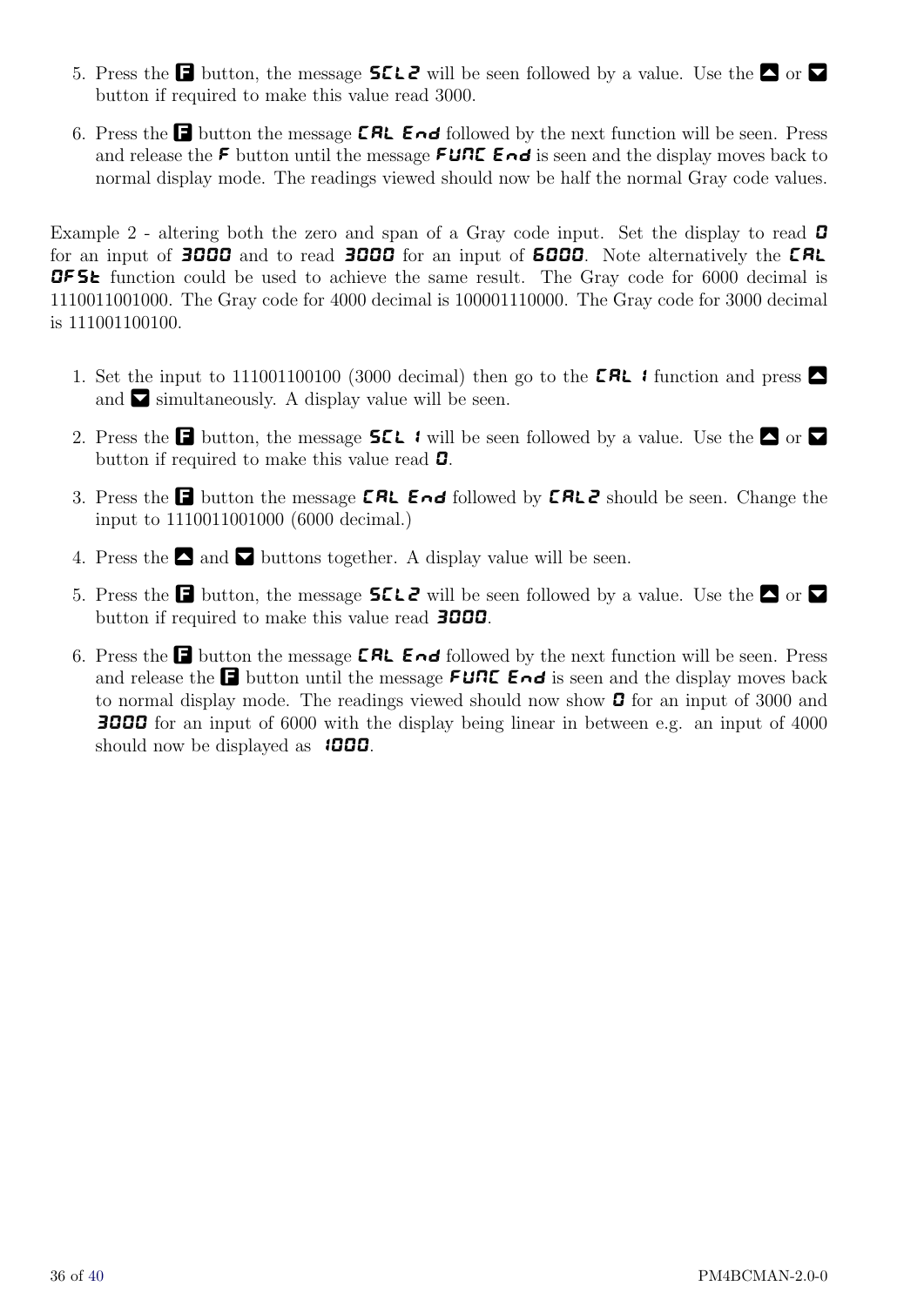5. Press the **F** button, the message **SCL2** will be seen followed by a value. Use the ▲ or ▼ button if required to make this value read 3000.

6. Press the **F** button the message **CAL End** followed by the next function will be seen. Press and release the **F** button until the message **FUNC End** is seen and the display moves back to normal display mode. The readings viewed should now be half the normal Gray code values.

Example 2 - altering both the zero and span of a Gray code input. Set the display to read **0** for an input of **3000** and to read **3000** for an input of **6000**. Note alternatively the **CAL OFSt** function could be used to achieve the same result. The Gray code for 6000 decimal is 1110011001000. The Gray code for 4000 decimal is 100001110000. The Gray code for 3000 decimal is 111001100100.

1. Set the input to 111001100100 (3000 decimal) then go to the **CAL 1** function and press ▲ and ▼ simultaneously. A display value will be seen.

2. Press the **F** button, the message **SCL 1** will be seen followed by a value. Use the ▲ or ▼ button if required to make this value read **0**.

3. Press the **F** button the message **CAL End** followed by **CAL2** should be seen. Change the input to 1110011001000 (6000 decimal.)

4. Press the ▲ and ▼ buttons together. A display value will be seen.

5. Press the **F** button, the message **SCL2** will be seen followed by a value. Use the ▲ or ▼ button if required to make this value read **3000**.

6. Press the **F** button the message **CAL End** followed by the next function will be seen. Press and release the **F** button until the message **FUNC End** is seen and the display moves back to normal display mode. The readings viewed should now show **0** for an input of 3000 and **3000** for an input of 6000 with the display being linear in between e.g. an input of 4000 should now be displayed as **1000**.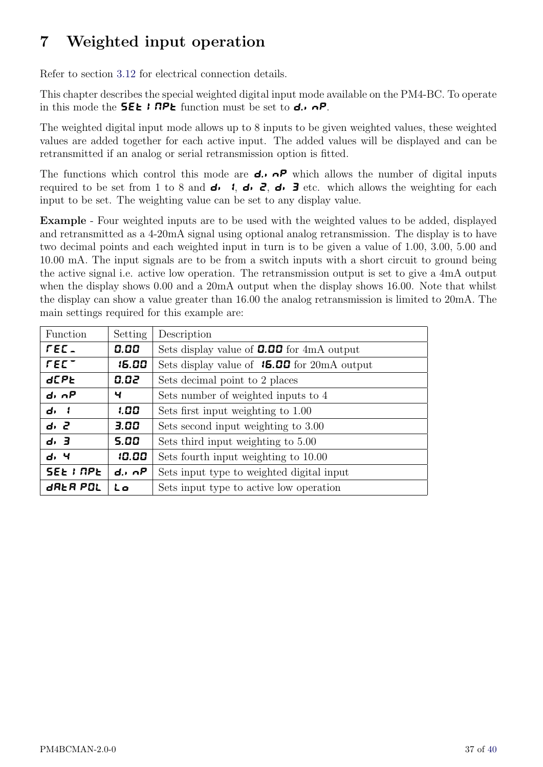# 7 Weighted input operation

Refer to section 3.12 for electrical connection details.

This chapter describes the special weighted digital input mode available on the PM4-BC. To operate in this mode the **SEt INPt** function must be set to **d.I nP**.

The weighted digital input mode allows up to 8 inputs to be given weighted values, these weighted values are added together for each active input. The added values will be displayed and can be retransmitted if an analog or serial retransmission option is fitted.

The functions which control this mode are **d.I nP** which allows the number of digital inputs required to be set from 1 to 8 and **dI 1**, **dI 2**, **dI 3** etc. which allows the weighting for each input to be set. The weighting value can be set to any display value.

**Example** - Four weighted inputs are to be used with the weighted values to be added, displayed and retransmitted as a 4-20mA signal using optional analog retransmission. The display is to have two decimal points and each weighted input in turn is to be given a value of 1.00, 3.00, 5.00 and 10.00 mA. The input signals are to be from a switch inputs with a short circuit to ground being the active signal i.e. active low operation. The retransmission output is set to give a 4mA output when the display shows 0.00 and a 20mA output when the display shows 16.00. Note that whilst the display can show a value greater than 16.00 the analog retransmission is limited to 20mA. The main settings required for this example are:

| Function | Setting | Description |
|---|---|---|
| **rEC_** | **0.00** | Sets display value of **0.00** for 4mA output |
| **rEC¯** | **16.00** | Sets display value of **16.00** for 20mA output |
| **dCPt** | **0.02** | Sets decimal point to 2 places |
| **dI nP** | **4** | Sets number of weighted inputs to 4 |
| **dI 1** | **1.00** | Sets first input weighting to 1.00 |
| **dI 2** | **3.00** | Sets second input weighting to 3.00 |
| **dI 3** | **5.00** | Sets third input weighting to 5.00 |
| **dI 4** | **10.00** | Sets fourth input weighting to 10.00 |
| **SEt INPt** | **d.I nP** | Sets input type to weighted digital input |
| **dAtA POL** | **Lo** | Sets input type to active low operation |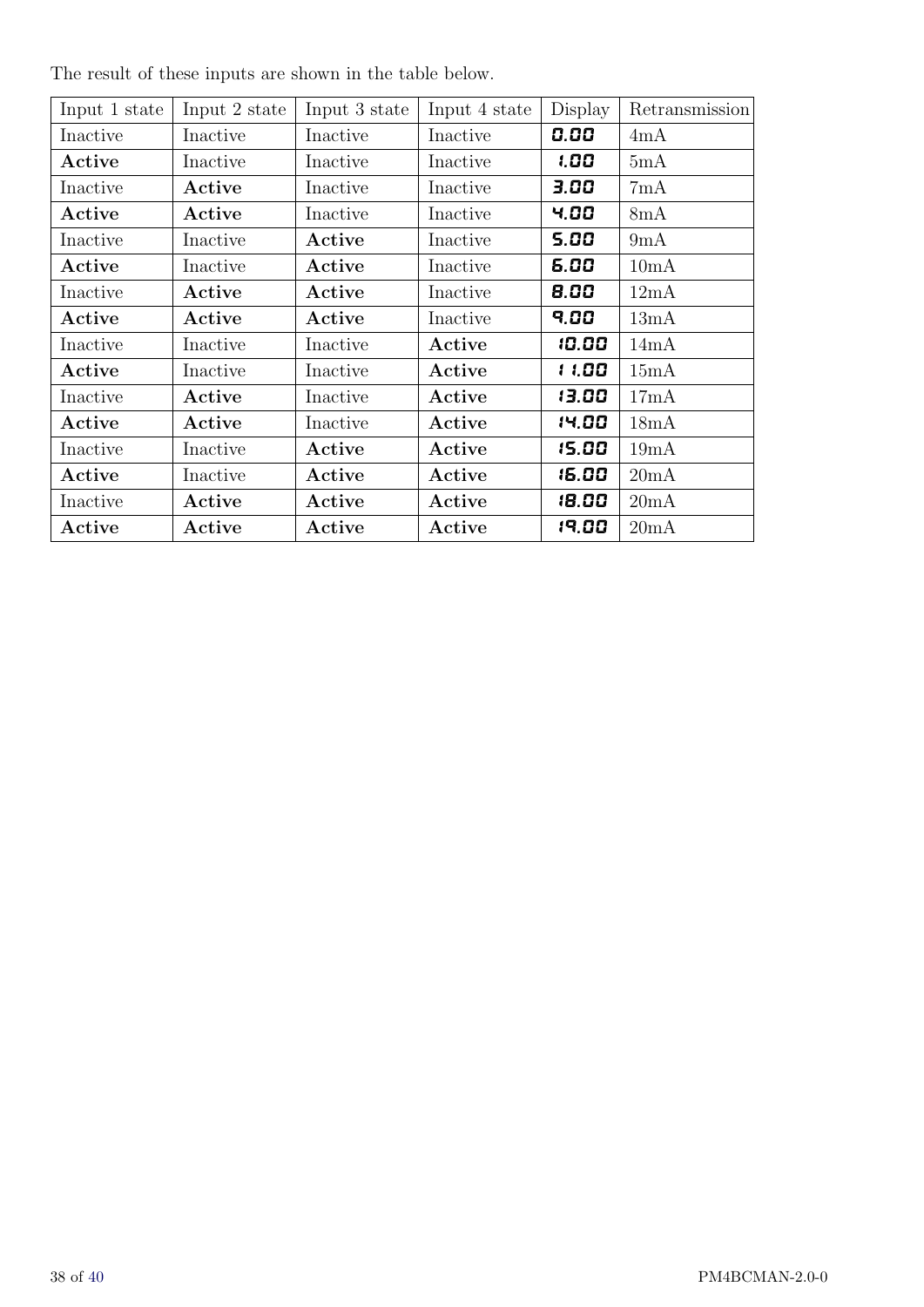The result of these inputs are shown in the table below.

| Input 1 state | Input 2 state | Input 3 state | Input 4 state | Display | Retransmission |
|---|---|---|---|---|---|
| Inactive | Inactive | Inactive | Inactive | 0.00 | 4mA |
| **Active** | Inactive | Inactive | Inactive | 1.00 | 5mA |
| Inactive | **Active** | Inactive | Inactive | 3.00 | 7mA |
| **Active** | **Active** | Inactive | Inactive | 4.00 | 8mA |
| Inactive | Inactive | **Active** | Inactive | 5.00 | 9mA |
| **Active** | Inactive | **Active** | Inactive | 6.00 | 10mA |
| Inactive | **Active** | **Active** | Inactive | 8.00 | 12mA |
| **Active** | **Active** | **Active** | Inactive | 9.00 | 13mA |
| Inactive | Inactive | Inactive | **Active** | 10.00 | 14mA |
| **Active** | Inactive | Inactive | **Active** | 11.00 | 15mA |
| Inactive | **Active** | Inactive | **Active** | 13.00 | 17mA |
| **Active** | **Active** | Inactive | **Active** | 14.00 | 18mA |
| Inactive | Inactive | **Active** | **Active** | 15.00 | 19mA |
| **Active** | Inactive | **Active** | **Active** | 16.00 | 20mA |
| Inactive | **Active** | **Active** | **Active** | 18.00 | 20mA |
| **Active** | **Active** | **Active** | **Active** | 19.00 | 20mA |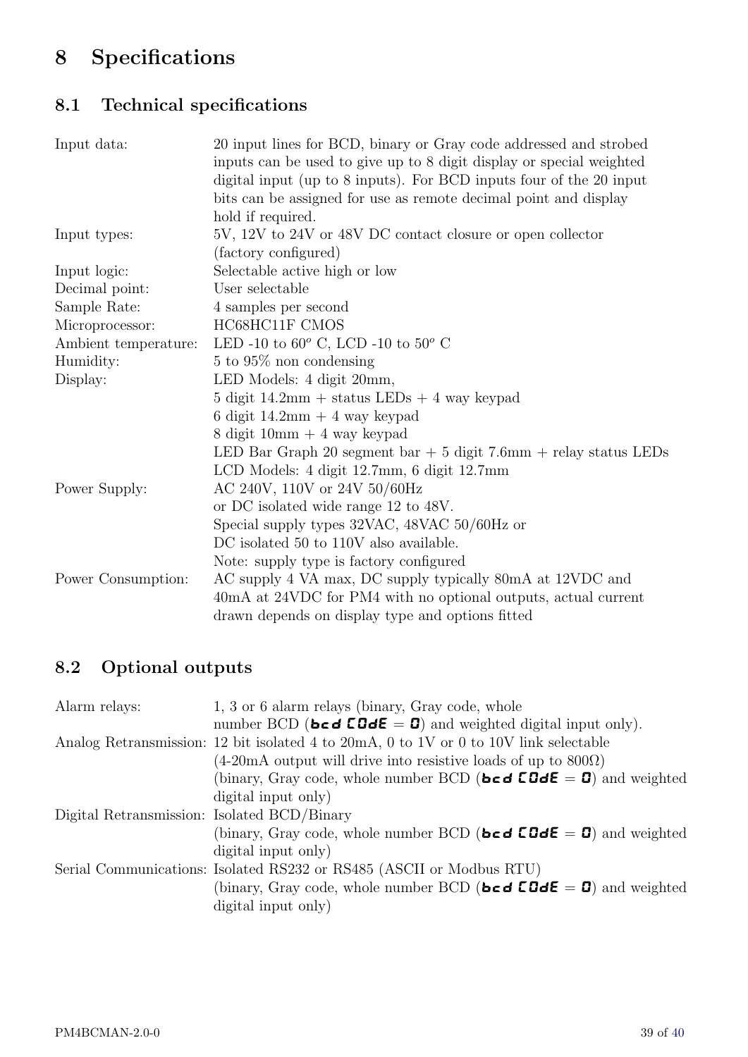# 8 Specifications

## 8.1 Technical specifications

| | |
|---|---|
| Input data: | 20 input lines for BCD, binary or Gray code addressed and strobed inputs can be used to give up to 8 digit display or special weighted digital input (up to 8 inputs). For BCD inputs four of the 20 input bits can be assigned for use as remote decimal point and display hold if required. |
| Input types: | 5V, 12V to 24V or 48V DC contact closure or open collector (factory configured) |
| Input logic: | Selectable active high or low |
| Decimal point: | User selectable |
| Sample Rate: | 4 samples per second |
| Microprocessor: | HC68HC11F CMOS |
| Ambient temperature: | LED -10 to $60^o$ C, LCD -10 to $50^o$ C |
| Humidity: | 5 to 95% non condensing |
| Display: | LED Models: 4 digit 20mm,<br>5 digit 14.2mm + status LEDs + 4 way keypad<br>6 digit 14.2mm + 4 way keypad<br>8 digit 10mm + 4 way keypad<br>LED Bar Graph 20 segment bar + 5 digit 7.6mm + relay status LEDs<br>LCD Models: 4 digit 12.7mm, 6 digit 12.7mm |
| Power Supply: | AC 240V, 110V or 24V 50/60Hz<br>or DC isolated wide range 12 to 48V.<br>Special supply types 32VAC, 48VAC 50/60Hz or<br>DC isolated 50 to 110V also available.<br>Note: supply type is factory configured |
| Power Consumption: | AC supply 4 VA max, DC supply typically 80mA at 12VDC and 40mA at 24VDC for PM4 with no optional outputs, actual current drawn depends on display type and options fitted |

## 8.2 Optional outputs

| | |
|---|---|
| Alarm relays: | 1, 3 or 6 alarm relays (binary, Gray code, whole number BCD (**bcd CODE** = **0**) and weighted digital input only). |
| Analog Retransmission: | 12 bit isolated 4 to 20mA, 0 to 1V or 0 to 10V link selectable<br>(4-20mA output will drive into resistive loads of up to 800Ω)<br>(binary, Gray code, whole number BCD (**bcd CODE** = **0**) and weighted digital input only) |
| Digital Retransmission: | Isolated BCD/Binary<br>(binary, Gray code, whole number BCD (**bcd CODE** = **0**) and weighted digital input only) |
| Serial Communications: | Isolated RS232 or RS485 (ASCII or Modbus RTU)<br>(binary, Gray code, whole number BCD (**bcd CODE** = **0**) and weighted digital input only) |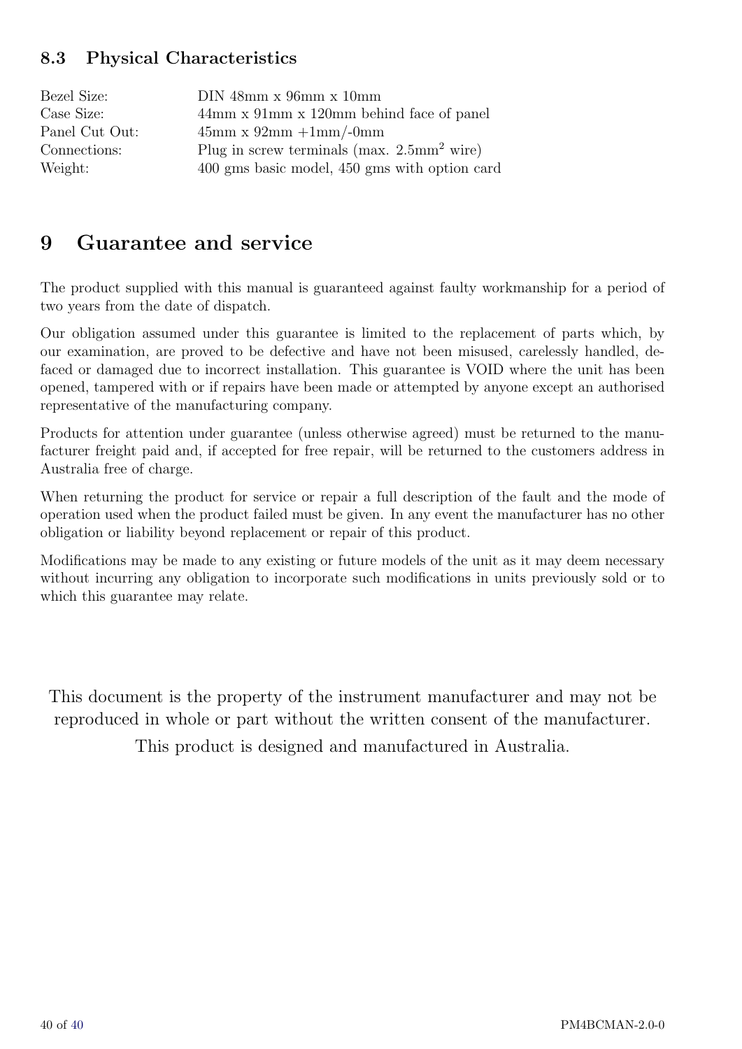### 8.3 Physical Characteristics

| | |
|---|---|
| Bezel Size: | DIN 48mm x 96mm x 10mm |
| Case Size: | 44mm x 91mm x 120mm behind face of panel |
| Panel Cut Out: | 45mm x 92mm +1mm/-0mm |
| Connections: | Plug in screw terminals (max. 2.5mm$^2$ wire) |
| Weight: | 400 gms basic model, 450 gms with option card |

# 9 Guarantee and service

The product supplied with this manual is guaranteed against faulty workmanship for a period of two years from the date of dispatch.

Our obligation assumed under this guarantee is limited to the replacement of parts which, by our examination, are proved to be defective and have not been misused, carelessly handled, defaced or damaged due to incorrect installation. This guarantee is VOID where the unit has been opened, tampered with or if repairs have been made or attempted by anyone except an authorised representative of the manufacturing company.

Products for attention under guarantee (unless otherwise agreed) must be returned to the manufacturer freight paid and, if accepted for free repair, will be returned to the customers address in Australia free of charge.

When returning the product for service or repair a full description of the fault and the mode of operation used when the product failed must be given. In any event the manufacturer has no other obligation or liability beyond replacement or repair of this product.

Modifications may be made to any existing or future models of the unit as it may deem necessary without incurring any obligation to incorporate such modifications in units previously sold or to which this guarantee may relate.

This document is the property of the instrument manufacturer and may not be reproduced in whole or part without the written consent of the manufacturer.

This product is designed and manufactured in Australia.